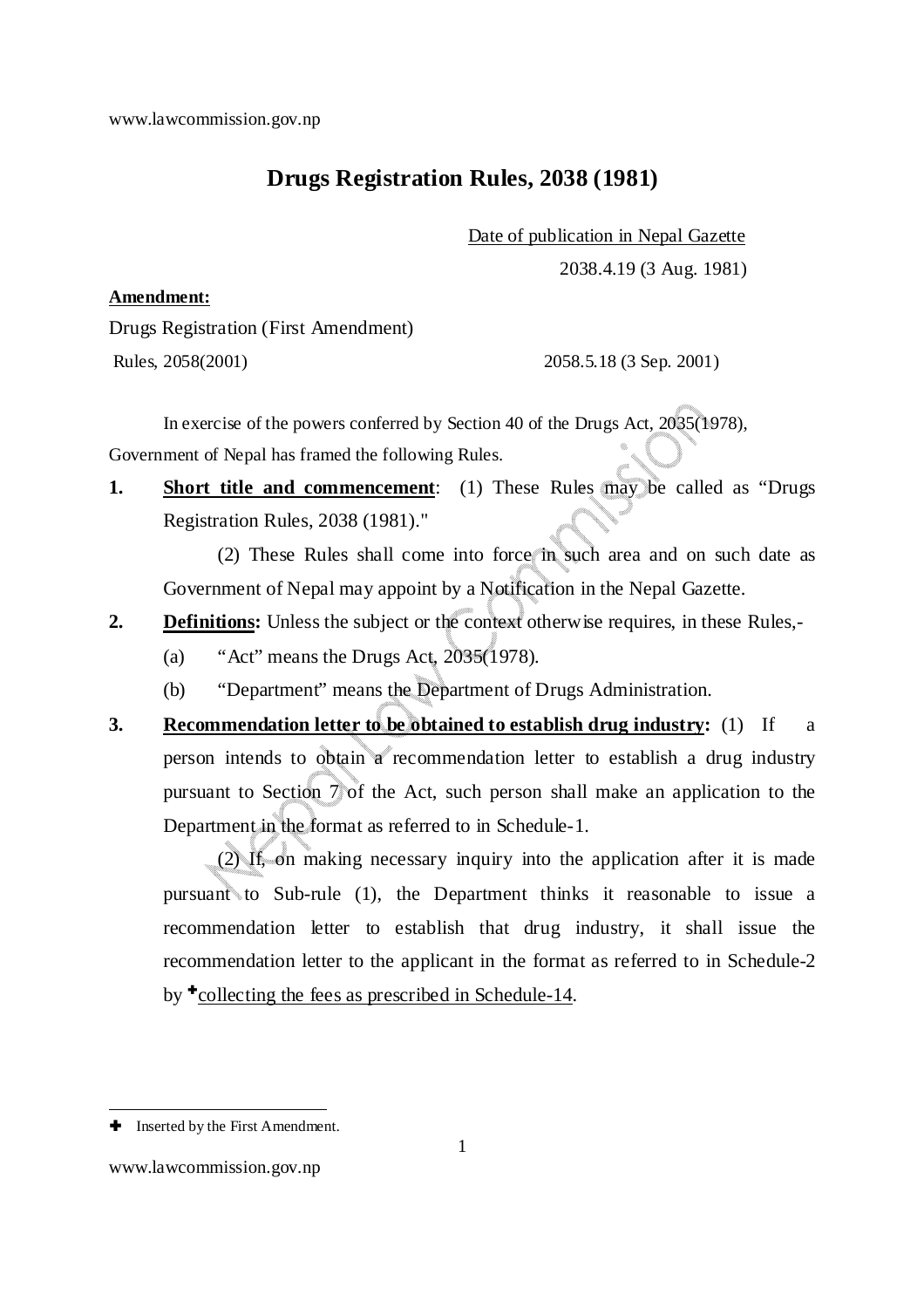# Drugs Registration Rules, 2038 (1981)

Date of publication in Nepal Gazette

2038.4.19 (3 Aug. 1981)

**Amendment:**

Drugs Registration (First Amendment) Rules, 2058(2001) — 2058.5.18 (3 Sep. 2001)

In exercise of the powers conferred by Section 40 of the Drugs Act, 2035(1978), Government of Nepal has framed the following Rules.

**1. Short title and commencement**: (1) These Rules may be called as "Drugs Registration Rules, 2038 (1981)."

(2) These Rules shall come into force in such area and on such date as Government of Nepal may appoint by a Notification in the Nepal Gazette.

**2. Definitions:** Unless the subject or the context otherwise requires, in these Rules,-

(a) "Act" means the Drugs Act, 2035(1978).

(b) "Department" means the Department of Drugs Administration.

**3. Recommendation letter to be obtained to establish drug industry:** (1) If a person intends to obtain a recommendation letter to establish a drug industry pursuant to Section 7 of the Act, such person shall make an application to the Department in the format as referred to in Schedule-1.

(2) If, on making necessary inquiry into the application after it is made pursuant to Sub-rule (1), the Department thinks it reasonable to issue a recommendation letter to establish that drug industry, it shall issue the recommendation letter to the applicant in the format as referred to in Schedule-2 by ✚collecting the fees as prescribed in Schedule-14.

---

✚ Inserted by the First Amendment.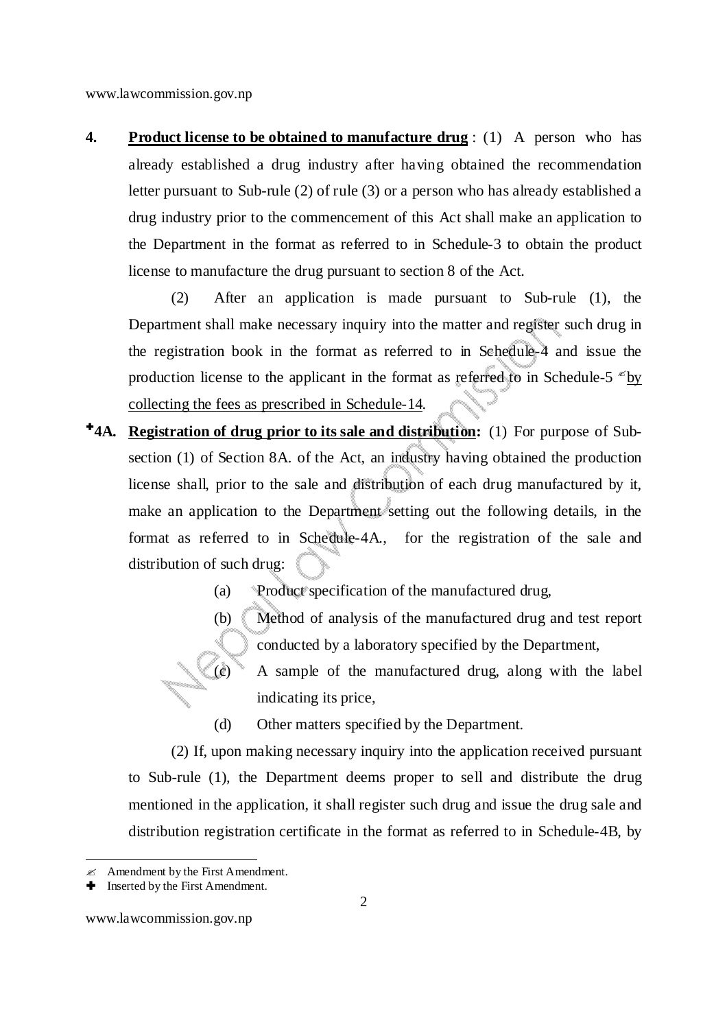**4.** **Product license to be obtained to manufacture drug** : (1) A person who has already established a drug industry after having obtained the recommendation letter pursuant to Sub-rule (2) of rule (3) or a person who has already established a drug industry prior to the commencement of this Act shall make an application to the Department in the format as referred to in Schedule-3 to obtain the product license to manufacture the drug pursuant to section 8 of the Act.

(2) After an application is made pursuant to Sub-rule (1), the Department shall make necessary inquiry into the matter and register such drug in the registration book in the format as referred to in Schedule-4 and issue the production license to the applicant in the format as referred to in Schedule-5 ✍by collecting the fees as prescribed in Schedule-14.

✚**4A.** **Registration of drug prior to its sale and distribution:** (1) For purpose of Sub-section (1) of Section 8A. of the Act, an industry having obtained the production license shall, prior to the sale and distribution of each drug manufactured by it, make an application to the Department setting out the following details, in the format as referred to in Schedule-4A., for the registration of the sale and distribution of such drug:

(a) Product specification of the manufactured drug,

(b) Method of analysis of the manufactured drug and test report conducted by a laboratory specified by the Department,

(c) A sample of the manufactured drug, along with the label indicating its price,

(d) Other matters specified by the Department.

(2) If, upon making necessary inquiry into the application received pursuant to Sub-rule (1), the Department deems proper to sell and distribute the drug mentioned in the application, it shall register such drug and issue the drug sale and distribution registration certificate in the format as referred to in Schedule-4B, by

---

✍ Amendment by the First Amendment.

✚ Inserted by the First Amendment.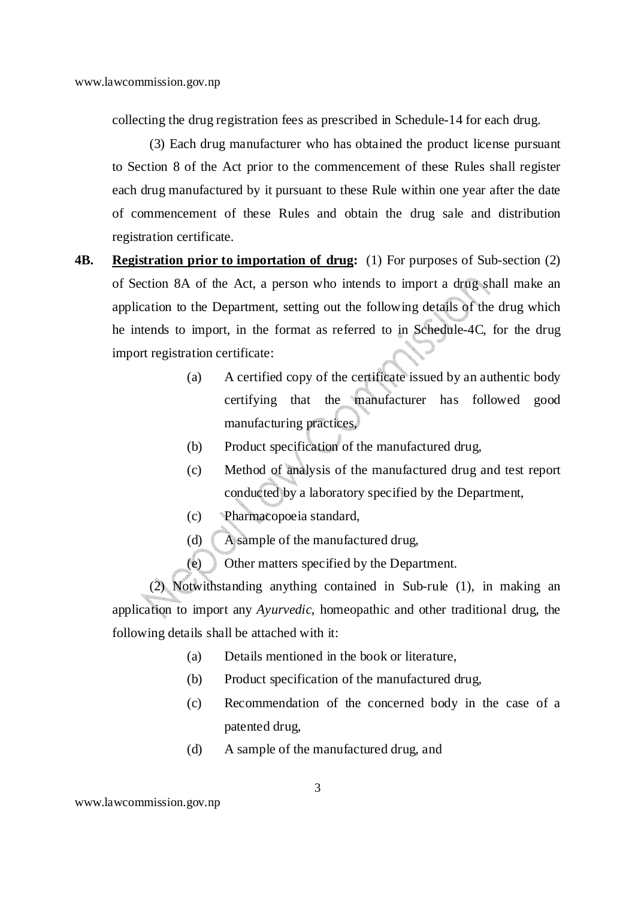collecting the drug registration fees as prescribed in Schedule-14 for each drug.

(3) Each drug manufacturer who has obtained the product license pursuant to Section 8 of the Act prior to the commencement of these Rules shall register each drug manufactured by it pursuant to these Rule within one year after the date of commencement of these Rules and obtain the drug sale and distribution registration certificate.

**4B.** **Registration prior to importation of drug:** (1) For purposes of Sub-section (2) of Section 8A of the Act, a person who intends to import a drug shall make an application to the Department, setting out the following details of the drug which he intends to import, in the format as referred to in Schedule-4C, for the drug import registration certificate:

- (a) A certified copy of the certificate issued by an authentic body certifying that the manufacturer has followed good manufacturing practices,
- (b) Product specification of the manufactured drug,
- (c) Method of analysis of the manufactured drug and test report conducted by a laboratory specified by the Department,
- (c) Pharmacopoeia standard,
- (d) A sample of the manufactured drug,
- (e) Other matters specified by the Department.

(2) Notwithstanding anything contained in Sub-rule (1), in making an application to import any *Ayurvedic*, homeopathic and other traditional drug, the following details shall be attached with it:

- (a) Details mentioned in the book or literature,
- (b) Product specification of the manufactured drug,
- (c) Recommendation of the concerned body in the case of a patented drug,
- (d) A sample of the manufactured drug, and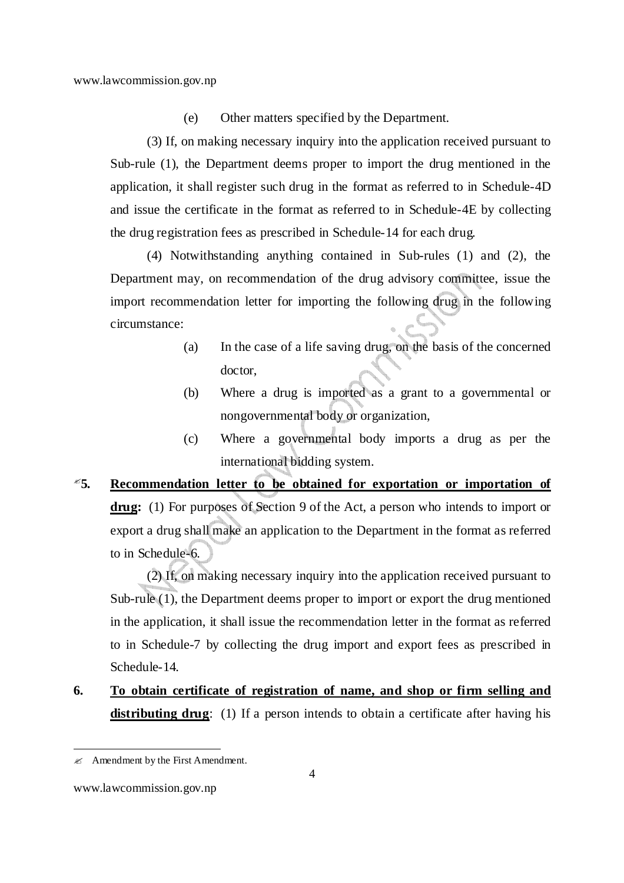(e) Other matters specified by the Department.

(3) If, on making necessary inquiry into the application received pursuant to Sub-rule (1), the Department deems proper to import the drug mentioned in the application, it shall register such drug in the format as referred to in Schedule-4D and issue the certificate in the format as referred to in Schedule-4E by collecting the drug registration fees as prescribed in Schedule-14 for each drug.

(4) Notwithstanding anything contained in Sub-rules (1) and (2), the Department may, on recommendation of the drug advisory committee, issue the import recommendation letter for importing the following drug in the following circumstance:

(a) In the case of a life saving drug, on the basis of the concerned doctor,

(b) Where a drug is imported as a grant to a governmental or nongovernmental body or organization,

(c) Where a governmental body imports a drug as per the international bidding system.

✍**5. Recommendation letter to be obtained for exportation or importation of drug:** (1) For purposes of Section 9 of the Act, a person who intends to import or export a drug shall make an application to the Department in the format as referred to in Schedule-6.

(2) If, on making necessary inquiry into the application received pursuant to Sub-rule (1), the Department deems proper to import or export the drug mentioned in the application, it shall issue the recommendation letter in the format as referred to in Schedule-7 by collecting the drug import and export fees as prescribed in Schedule-14.

**6. To obtain certificate of registration of name, and shop or firm selling and distributing drug**: (1) If a person intends to obtain a certificate after having his

---

✍ Amendment by the First Amendment.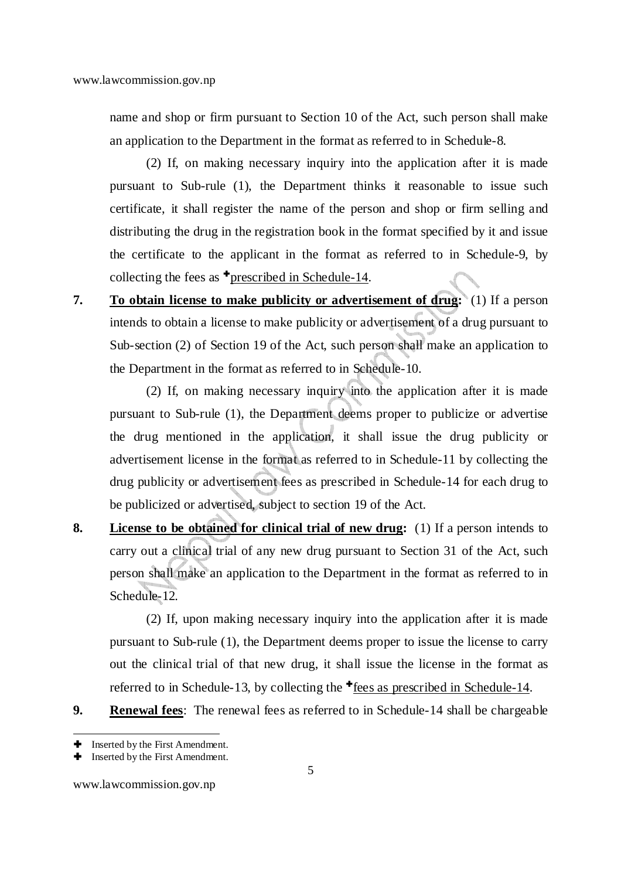name and shop or firm pursuant to Section 10 of the Act, such person shall make an application to the Department in the format as referred to in Schedule-8.

(2) If, on making necessary inquiry into the application after it is made pursuant to Sub-rule (1), the Department thinks it reasonable to issue such certificate, it shall register the name of the person and shop or firm selling and distributing the drug in the registration book in the format specified by it and issue the certificate to the applicant in the format as referred to in Schedule-9, by collecting the fees as ✚<u>prescribed in Schedule-14</u>.

**7.** **<u>To obtain license to make publicity or advertisement of drug</u>:** (1) If a person intends to obtain a license to make publicity or advertisement of a drug pursuant to Sub-section (2) of Section 19 of the Act, such person shall make an application to the Department in the format as referred to in Schedule-10.

(2) If, on making necessary inquiry into the application after it is made pursuant to Sub-rule (1), the Department deems proper to publicize or advertise the drug mentioned in the application, it shall issue the drug publicity or advertisement license in the format as referred to in Schedule-11 by collecting the drug publicity or advertisement fees as prescribed in Schedule-14 for each drug to be publicized or advertised, subject to section 19 of the Act.

**8.** **<u>License to be obtained for clinical trial of new drug</u>:** (1) If a person intends to carry out a clinical trial of any new drug pursuant to Section 31 of the Act, such person shall make an application to the Department in the format as referred to in Schedule-12.

(2) If, upon making necessary inquiry into the application after it is made pursuant to Sub-rule (1), the Department deems proper to issue the license to carry out the clinical trial of that new drug, it shall issue the license in the format as referred to in Schedule-13, by collecting the ✚<u>fees as prescribed in Schedule-14</u>.

**9.** **<u>Renewal fees</u>**: The renewal fees as referred to in Schedule-14 shall be chargeable

---

✚ Inserted by the First Amendment.

✚ Inserted by the First Amendment.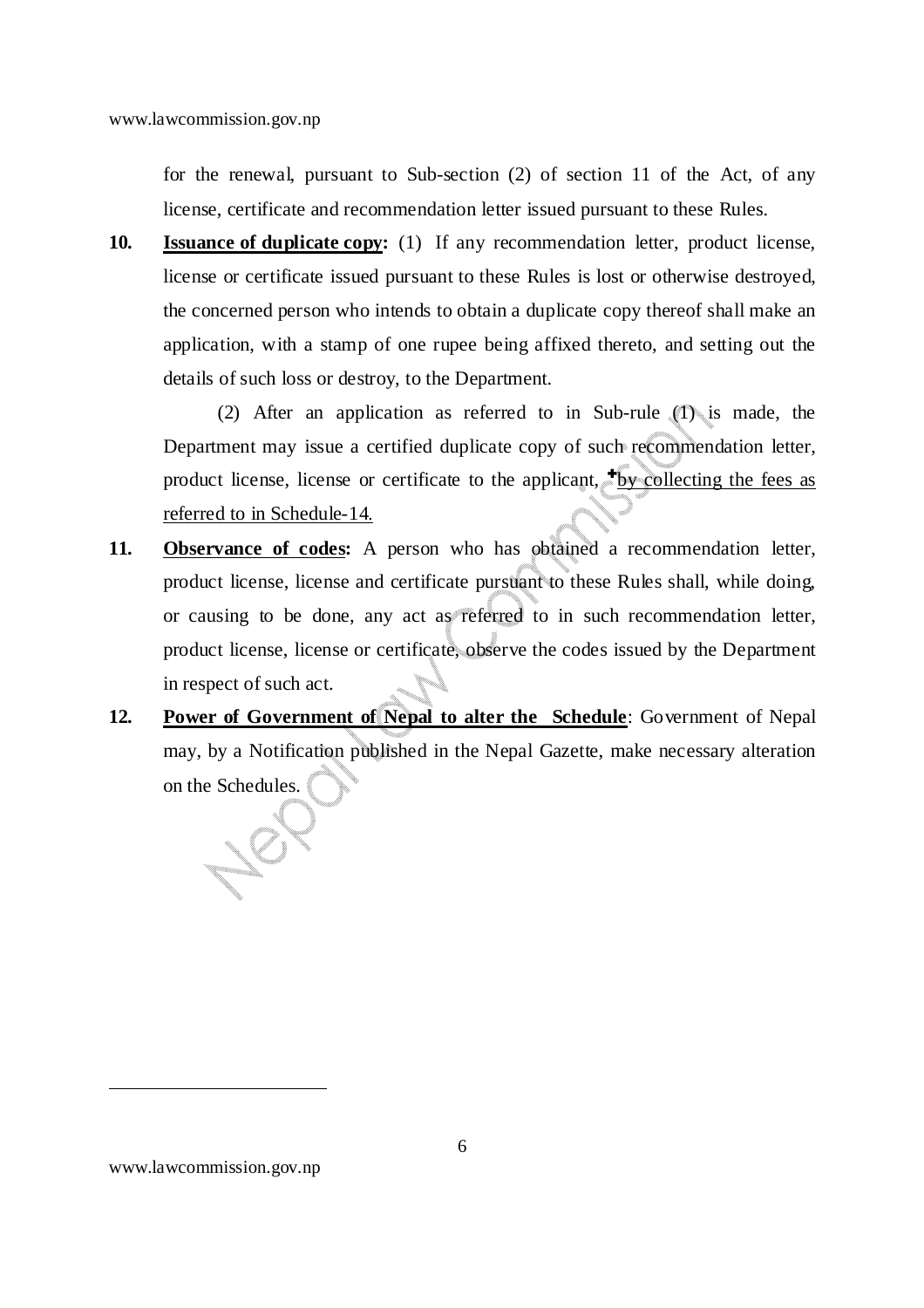for the renewal, pursuant to Sub-section (2) of section 11 of the Act, of any license, certificate and recommendation letter issued pursuant to these Rules.

**10. Issuance of duplicate copy:** (1) If any recommendation letter, product license, license or certificate issued pursuant to these Rules is lost or otherwise destroyed, the concerned person who intends to obtain a duplicate copy thereof shall make an application, with a stamp of one rupee being affixed thereto, and setting out the details of such loss or destroy, to the Department.

(2) After an application as referred to in Sub-rule (1) is made, the Department may issue a certified duplicate copy of such recommendation letter, product license, license or certificate to the applicant, ✚by collecting the fees as referred to in Schedule-14.

**11. Observance of codes:** A person who has obtained a recommendation letter, product license, license and certificate pursuant to these Rules shall, while doing, or causing to be done, any act as referred to in such recommendation letter, product license, license or certificate, observe the codes issued by the Department in respect of such act.

**12. Power of Government of Nepal to alter the Schedule**: Government of Nepal may, by a Notification published in the Nepal Gazette, make necessary alteration on the Schedules.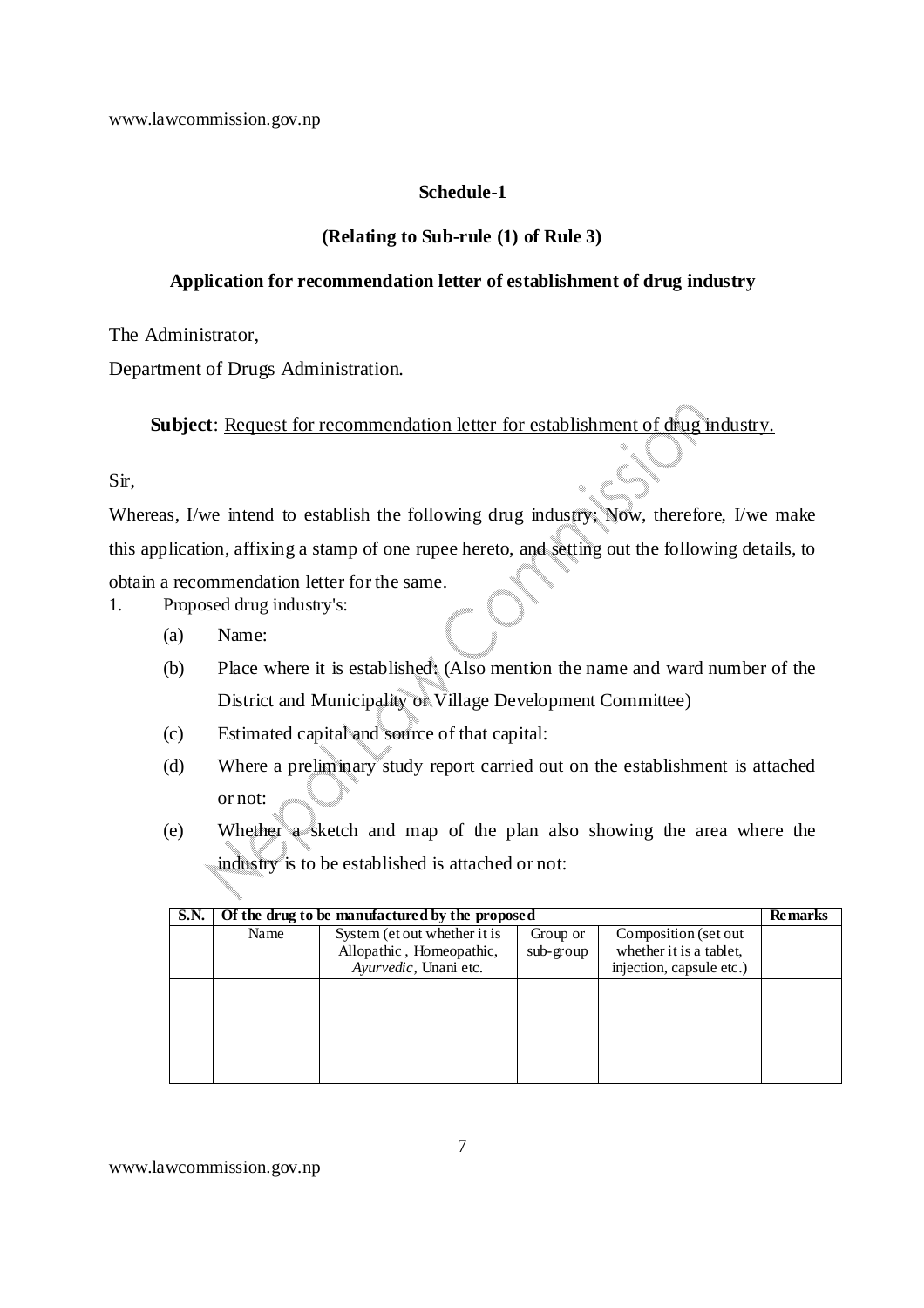## Schedule-1

### (Relating to Sub-rule (1) of Rule 3)

### Application for recommendation letter of establishment of drug industry

The Administrator,

Department of Drugs Administration.

**Subject**: Request for recommendation letter for establishment of drug industry.

Sir,

Whereas, I/we intend to establish the following drug industry; Now, therefore, I/we make this application, affixing a stamp of one rupee hereto, and setting out the following details, to obtain a recommendation letter for the same.

1. Proposed drug industry's:
   - (a) Name:
   - (b) Place where it is established: (Also mention the name and ward number of the District and Municipality or Village Development Committee)
   - (c) Estimated capital and source of that capital:
   - (d) Where a preliminary study report carried out on the establishment is attached or not:
   - (e) Whether a sketch and map of the plan also showing the area where the industry is to be established is attached or not:

| S.N. | Of the drug to be manufactured by the proposed | | | | Remarks |
|---|---|---|---|---|---|
| | Name | System (et out whether it is Allopathic , Homeopathic, *Ayurvedic*, Unani etc. | Group or sub-group | Composition (set out whether it is a tablet, injection, capsule etc.) | |
| | | | | | |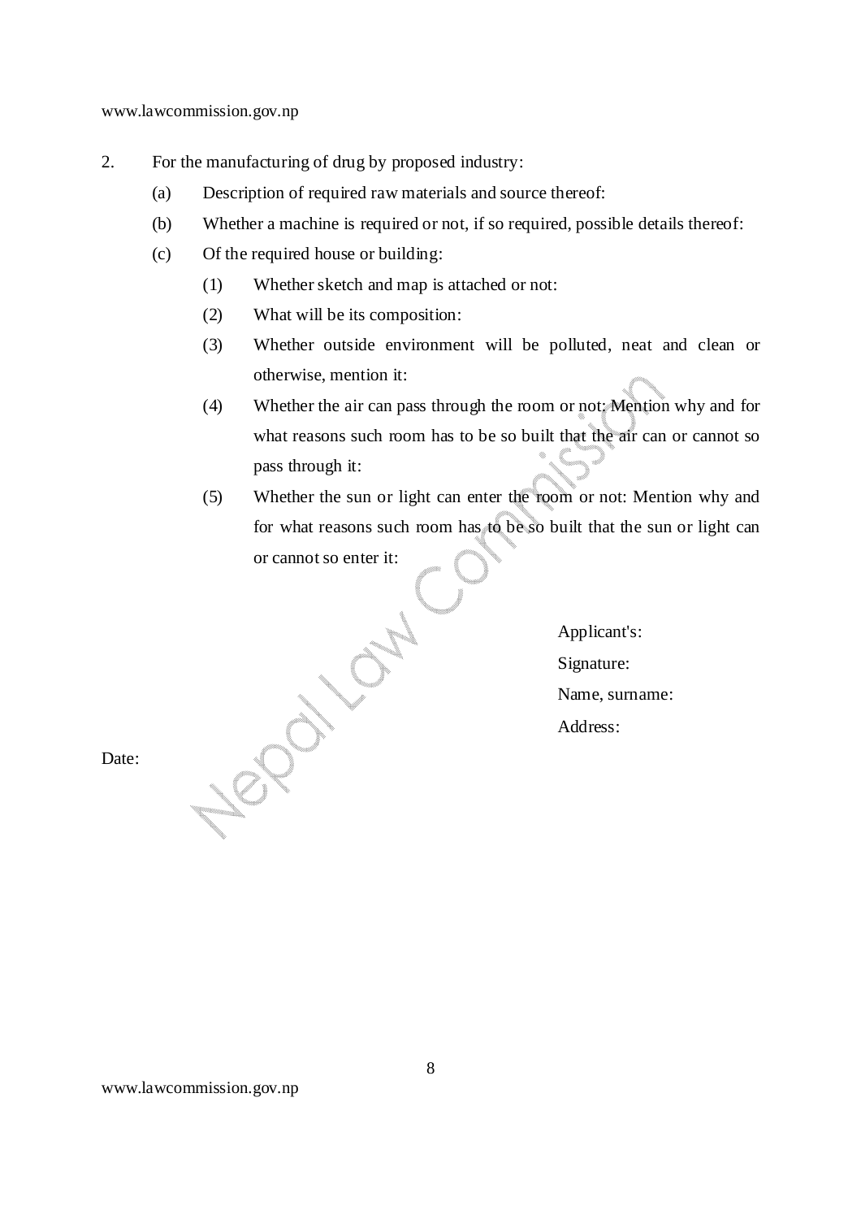2. For the manufacturing of drug by proposed industry:

   (a) Description of required raw materials and source thereof:

   (b) Whether a machine is required or not, if so required, possible details thereof:

   (c) Of the required house or building:

      (1) Whether sketch and map is attached or not:

      (2) What will be its composition:

      (3) Whether outside environment will be polluted, neat and clean or otherwise, mention it:

      (4) Whether the air can pass through the room or not: Mention why and for what reasons such room has to be so built that the air can or cannot so pass through it:

      (5) Whether the sun or light can enter the room or not: Mention why and for what reasons such room has to be so built that the sun or light can or cannot so enter it:

Applicant's:

Signature:

Name, surname:

Address:

Date: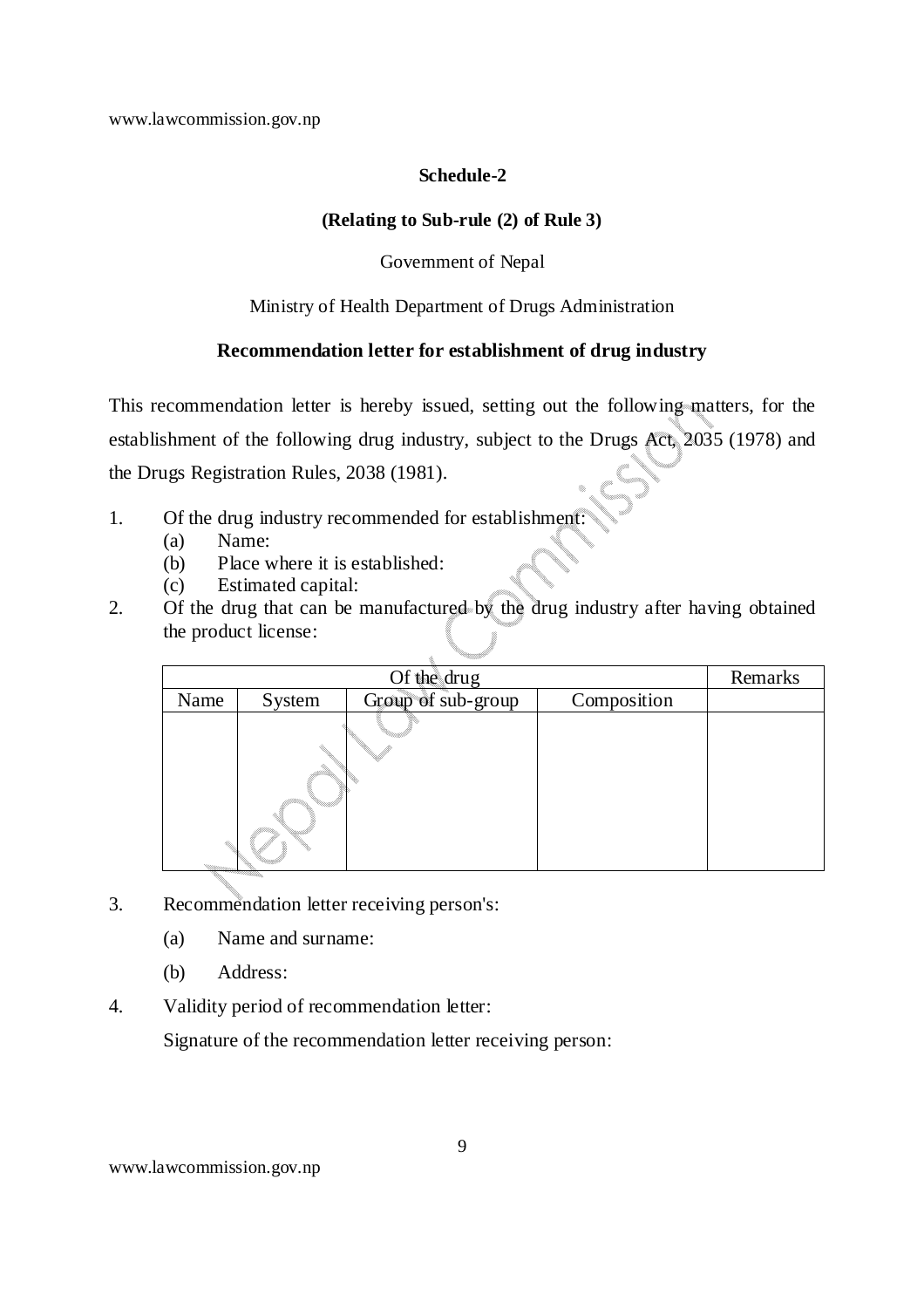**Schedule-2**

**(Relating to Sub-rule (2) of Rule 3)**

Government of Nepal

Ministry of Health Department of Drugs Administration

**Recommendation letter for establishment of drug industry**

This recommendation letter is hereby issued, setting out the following matters, for the establishment of the following drug industry, subject to the Drugs Act, 2035 (1978) and the Drugs Registration Rules, 2038 (1981).

1. Of the drug industry recommended for establishment:
   - (a) Name:
   - (b) Place where it is established:
   - (c) Estimated capital:
2. Of the drug that can be manufactured by the drug industry after having obtained the product license:

| Of the drug | | | | Remarks |
|---|---|---|---|---|
| Name | System | Group of sub-group | Composition | |
| | | | | |

3. Recommendation letter receiving person's:
   - (a) Name and surname:
   - (b) Address:
4. Validity period of recommendation letter:

   Signature of the recommendation letter receiving person: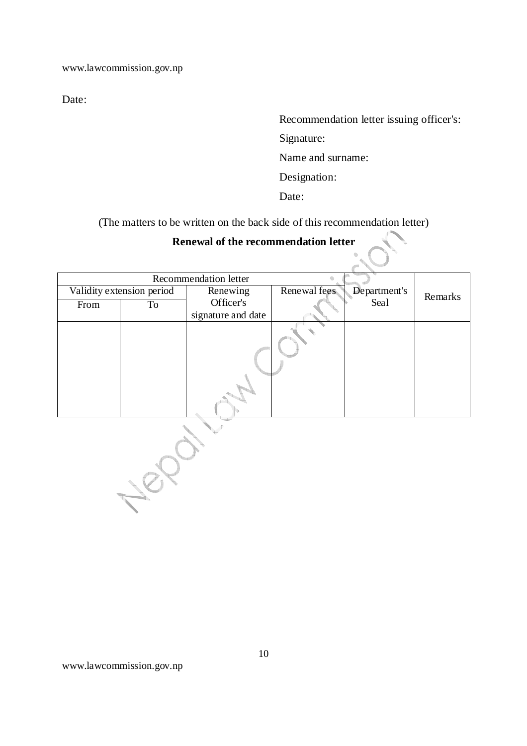Date:

Recommendation letter issuing officer's:

Signature:

Name and surname:

Designation:

Date:

(The matters to be written on the back side of this recommendation letter)

**Renewal of the recommendation letter**

| Recommendation letter | | | | | |
|---|---|---|---|---|---|
| Validity extension period | | Renewing Officer's signature and date | Renewal fees | Department's Seal | Remarks |
| From | To | | | | |
| | | | | | |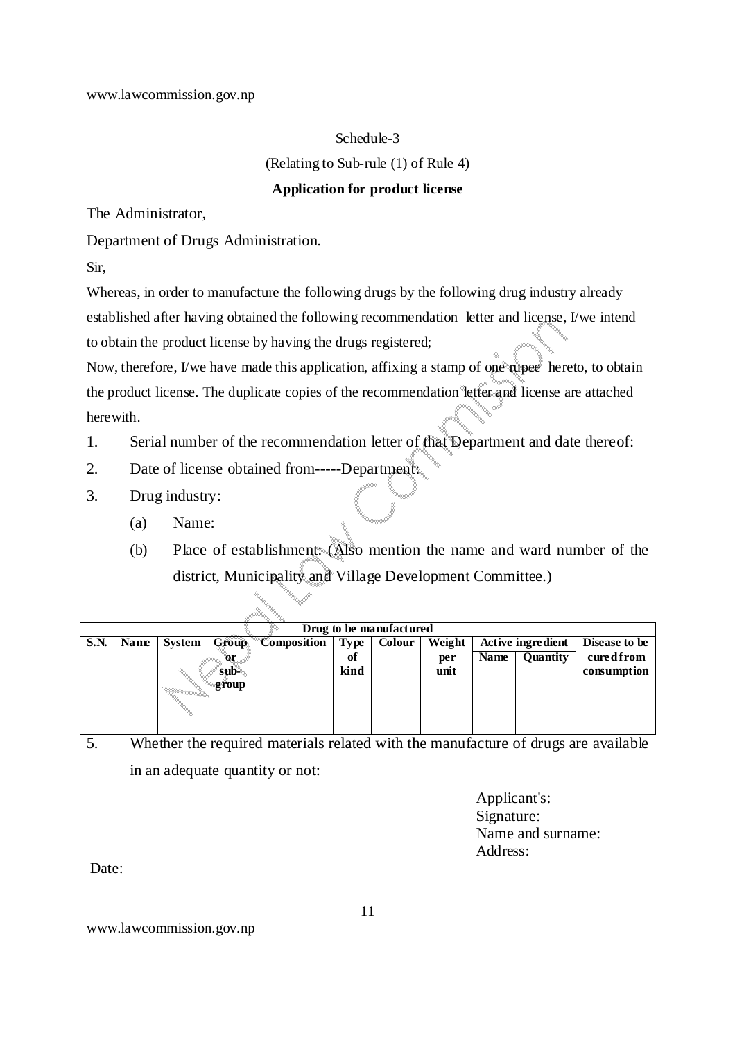Schedule-3

(Relating to Sub-rule (1) of Rule 4)

**Application for product license**

The Administrator,

Department of Drugs Administration.

Sir,

Whereas, in order to manufacture the following drugs by the following drug industry already established after having obtained the following recommendation letter and license, I/we intend to obtain the product license by having the drugs registered;

Now, therefore, I/we have made this application, affixing a stamp of one rupee hereto, to obtain the product license. The duplicate copies of the recommendation letter and license are attached herewith.

1. Serial number of the recommendation letter of that Department and date thereof:
2. Date of license obtained from-----Department:
3. Drug industry:
   (a) Name:
   (b) Place of establishment: (Also mention the name and ward number of the district, Municipality and Village Development Committee.)

| **Drug to be manufactured** | | | | | | | | | | |
|---|---|---|---|---|---|---|---|---|---|---|
| **S.N.** | **Name** | **System** | **Group or sub-group** | **Composition** | **Type of kind** | **Colour** | **Weight per unit** | **Active ingredient** | | **Disease to be cured from consumption** |
| | | | | | | | | **Name** | **Quantity** | |
| | | | | | | | | | | |

5. Whether the required materials related with the manufacture of drugs are available in an adequate quantity or not:

Applicant's:
Signature:
Name and surname:
Address:

Date: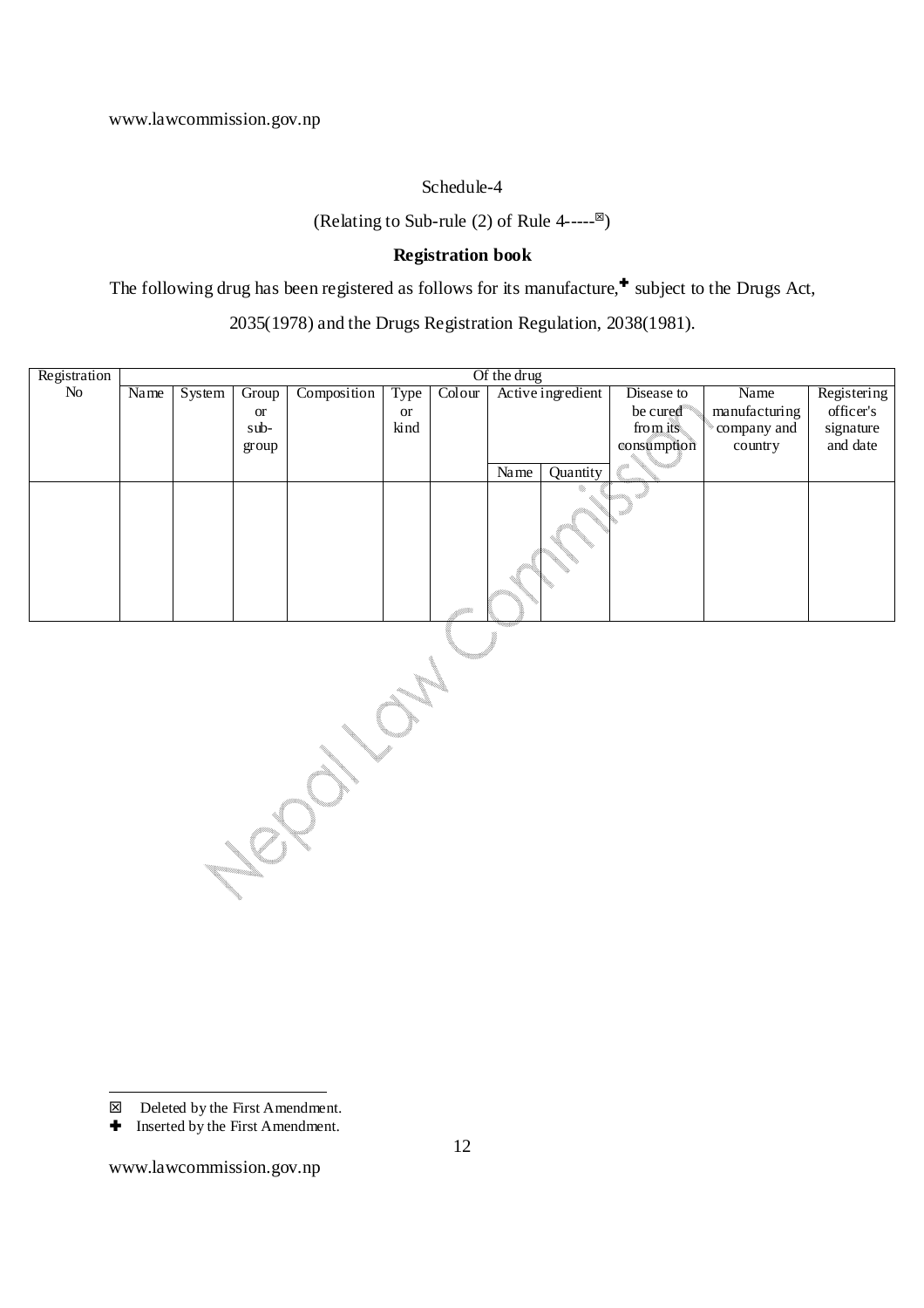Schedule-4

(Relating to Sub-rule (2) of Rule 4-----☒)

**Registration book**

The following drug has been registered as follows for its manufacture,✚ subject to the Drugs Act, 2035(1978) and the Drugs Registration Regulation, 2038(1981).

| Registration No | Of the drug | | | | | | | | | | |
|---|---|---|---|---|---|---|---|---|---|---|---|
| | Name | System | Group or sub-group | Composition | Type or kind | Colour | Active ingredient | | Disease to be cured from its consumption | Name manufacturing company and country | Registering officer's signature and date |
| | | | | | | | Name | Quantity | | | |
| | | | | | | | | | | | |

☒ Deleted by the First Amendment.

✚ Inserted by the First Amendment.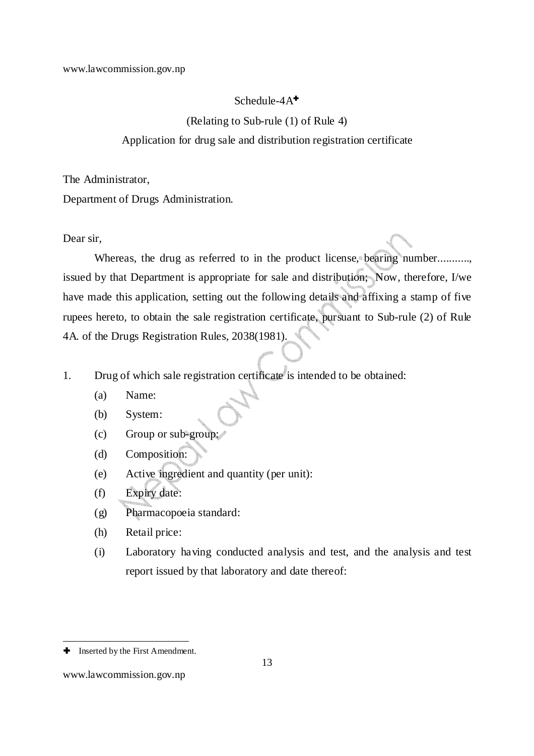Schedule-4A[✚]

(Relating to Sub-rule (1) of Rule 4)

Application for drug sale and distribution registration certificate

The Administrator,
Department of Drugs Administration.

Dear sir,

Whereas, the drug as referred to in the product license, bearing number..........., issued by that Department is appropriate for sale and distribution; Now, therefore, I/we have made this application, setting out the following details and affixing a stamp of five rupees hereto, to obtain the sale registration certificate, pursuant to Sub-rule (2) of Rule 4A. of the Drugs Registration Rules, 2038(1981).

1. Drug of which sale registration certificate is intended to be obtained:
   - (a) Name:
   - (b) System:
   - (c) Group or sub-group:
   - (d) Composition:
   - (e) Active ingredient and quantity (per unit):
   - (f) Expiry date:
   - (g) Pharmacopoeia standard:
   - (h) Retail price:
   - (i) Laboratory having conducted analysis and test, and the analysis and test report issued by that laboratory and date thereof:

---

✚ Inserted by the First Amendment.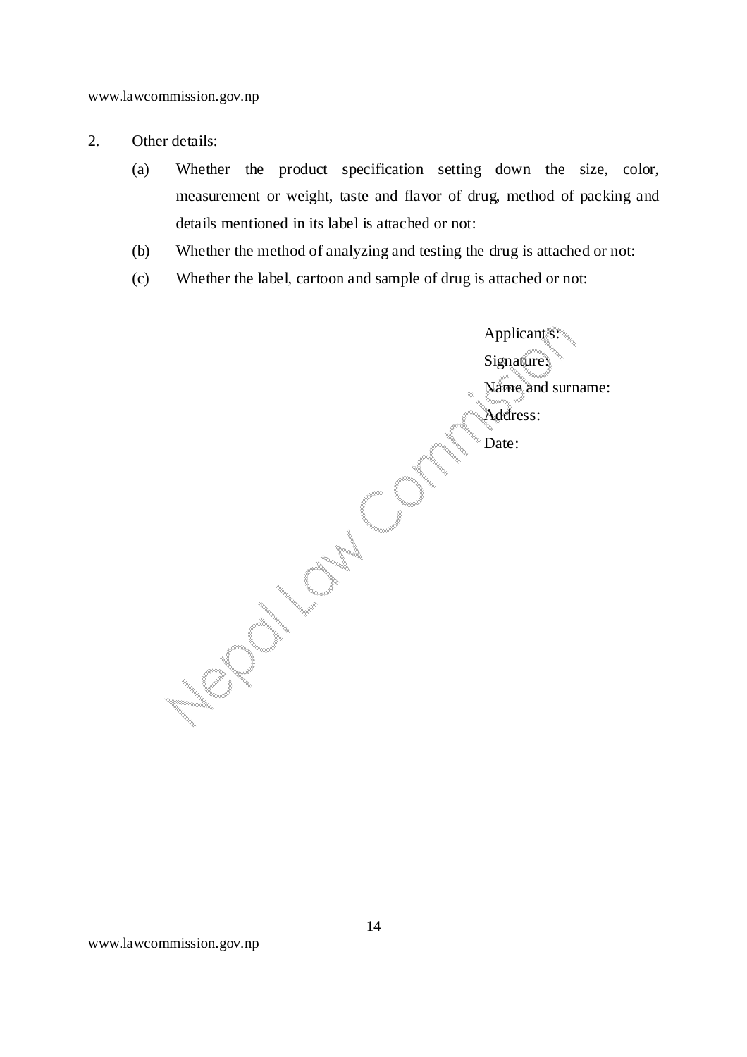2. Other details:

   (a) Whether the product specification setting down the size, color, measurement or weight, taste and flavor of drug, method of packing and details mentioned in its label is attached or not:

   (b) Whether the method of analyzing and testing the drug is attached or not:

   (c) Whether the label, cartoon and sample of drug is attached or not:

Applicant's:

Signature:

Name and surname:

Address:

Date: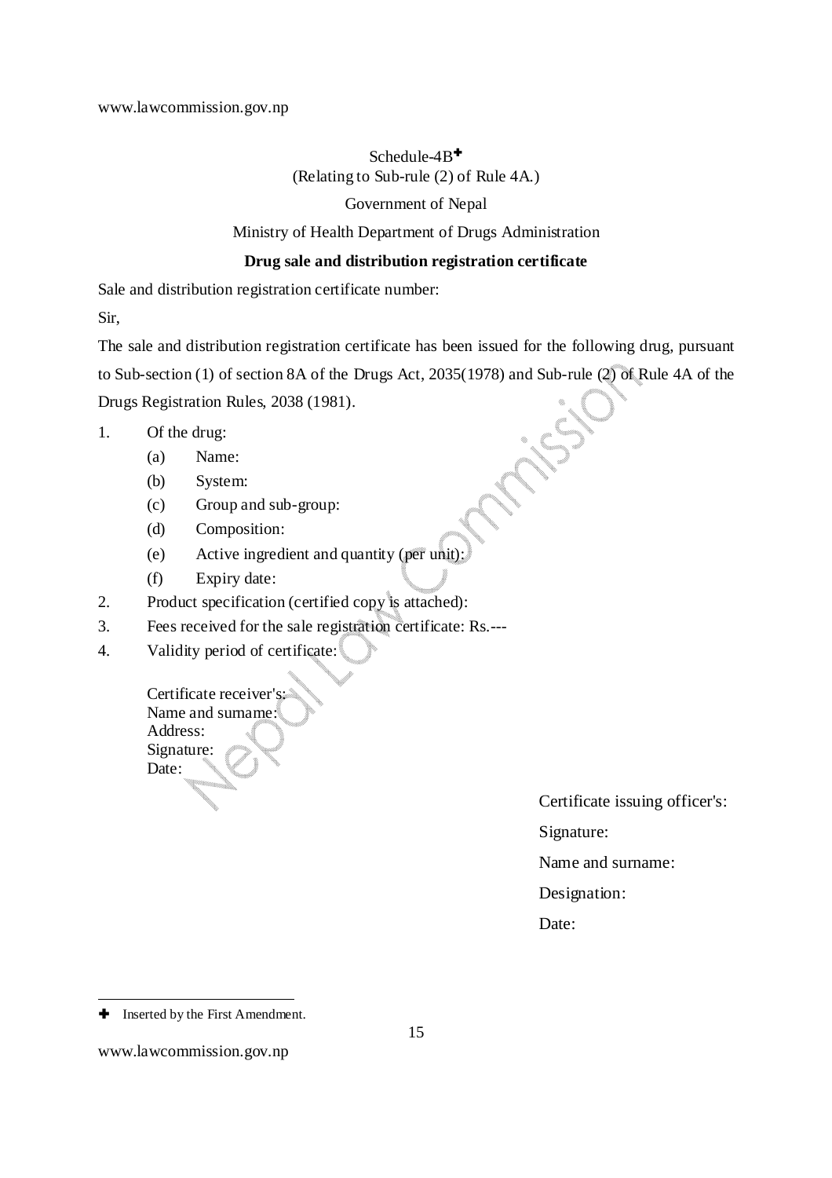Schedule-4B[✚]

(Relating to Sub-rule (2) of Rule 4A.)

Government of Nepal

Ministry of Health Department of Drugs Administration

**Drug sale and distribution registration certificate**

Sale and distribution registration certificate number:

Sir,

The sale and distribution registration certificate has been issued for the following drug, pursuant to Sub-section (1) of section 8A of the Drugs Act, 2035(1978) and Sub-rule (2) of Rule 4A of the Drugs Registration Rules, 2038 (1981).

1. Of the drug:
   - (a) Name:
   - (b) System:
   - (c) Group and sub-group:
   - (d) Composition:
   - (e) Active ingredient and quantity (per unit):
   - (f) Expiry date:
2. Product specification (certified copy is attached):
3. Fees received for the sale registration certificate: Rs.---
4. Validity period of certificate:

Certificate receiver's:
Name and surname:
Address:
Signature:
Date:

Certificate issuing officer's:

Signature:

Name and surname:

Designation:

Date:

---

✚ Inserted by the First Amendment.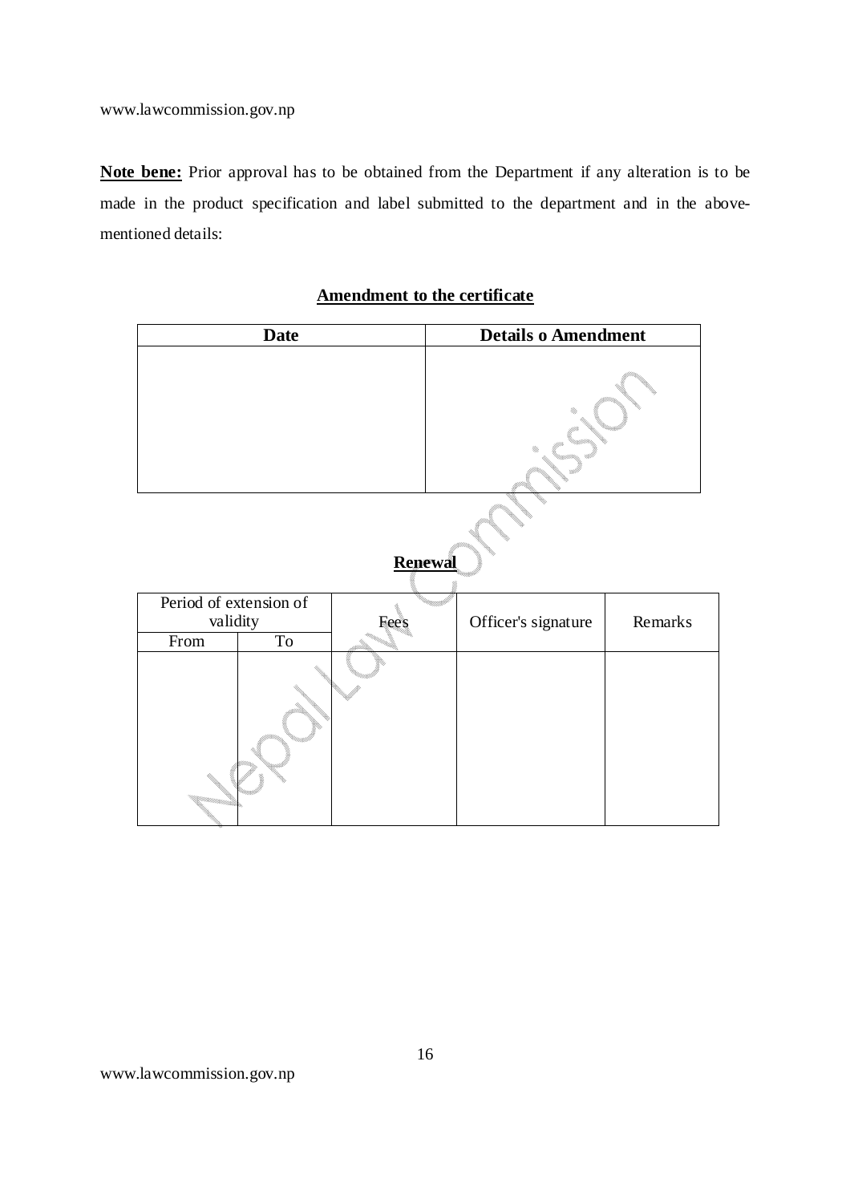**Note bene:** Prior approval has to be obtained from the Department if any alteration is to be made in the product specification and label submitted to the department and in the above-mentioned details:

## Amendment to the certificate

| Date | Details o Amendment |
|---|---|
| | |

## Renewal

| Period of extension of validity | | Fees | Officer's signature | Remarks |
|---|---|---|---|---|
| From | To | | | |
| | | | | |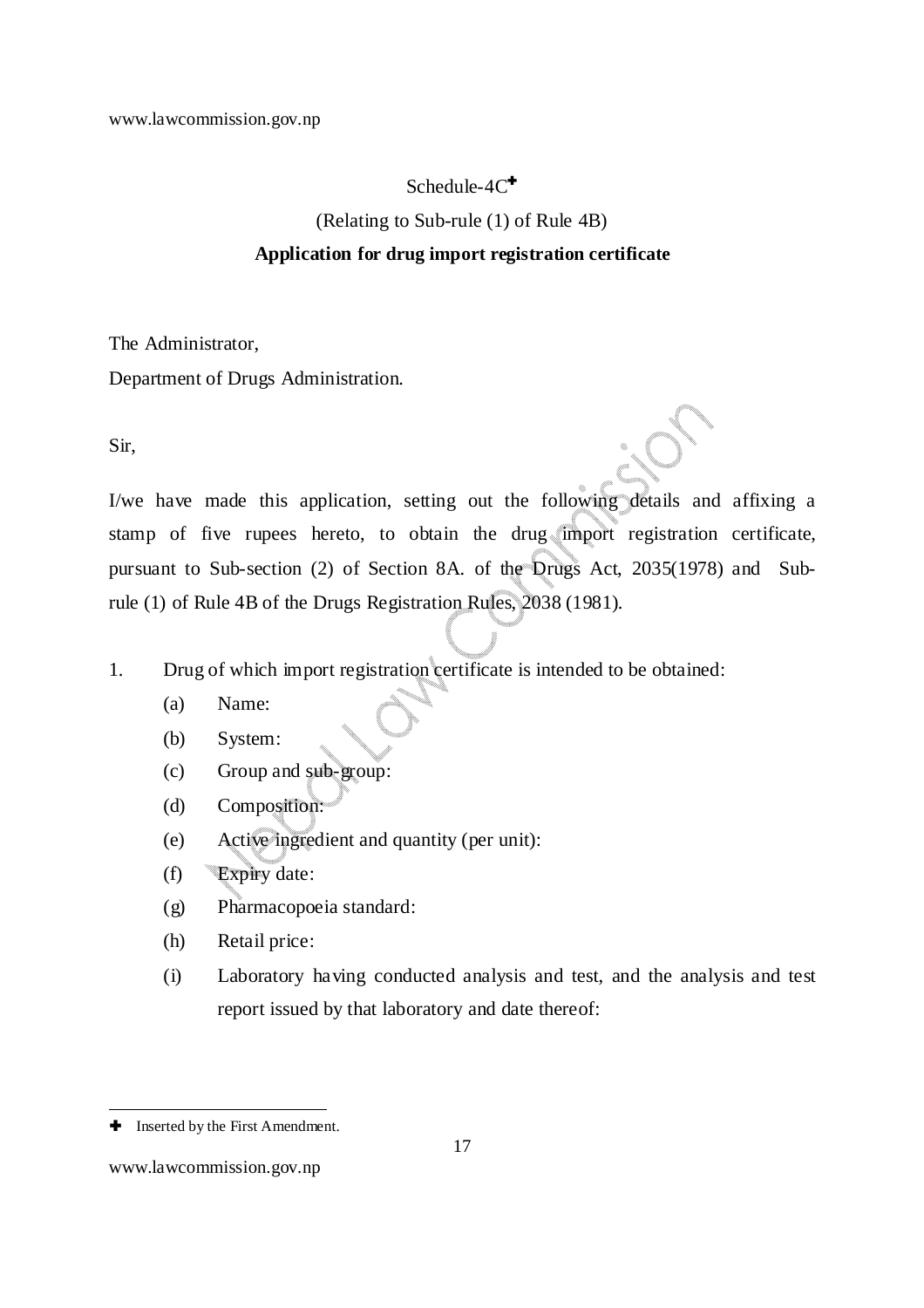Schedule-4C✦

(Relating to Sub-rule (1) of Rule 4B)

**Application for drug import registration certificate**

The Administrator,

Department of Drugs Administration.

Sir,

I/we have made this application, setting out the following details and affixing a stamp of five rupees hereto, to obtain the drug import registration certificate, pursuant to Sub-section (2) of Section 8A. of the Drugs Act, 2035(1978) and Sub-rule (1) of Rule 4B of the Drugs Registration Rules, 2038 (1981).

1. Drug of which import registration certificate is intended to be obtained:
    - (a) Name:
    - (b) System:
    - (c) Group and sub-group:
    - (d) Composition:
    - (e) Active ingredient and quantity (per unit):
    - (f) Expiry date:
    - (g) Pharmacopoeia standard:
    - (h) Retail price:
    - (i) Laboratory having conducted analysis and test, and the analysis and test report issued by that laboratory and date thereof:

---

✦ Inserted by the First Amendment.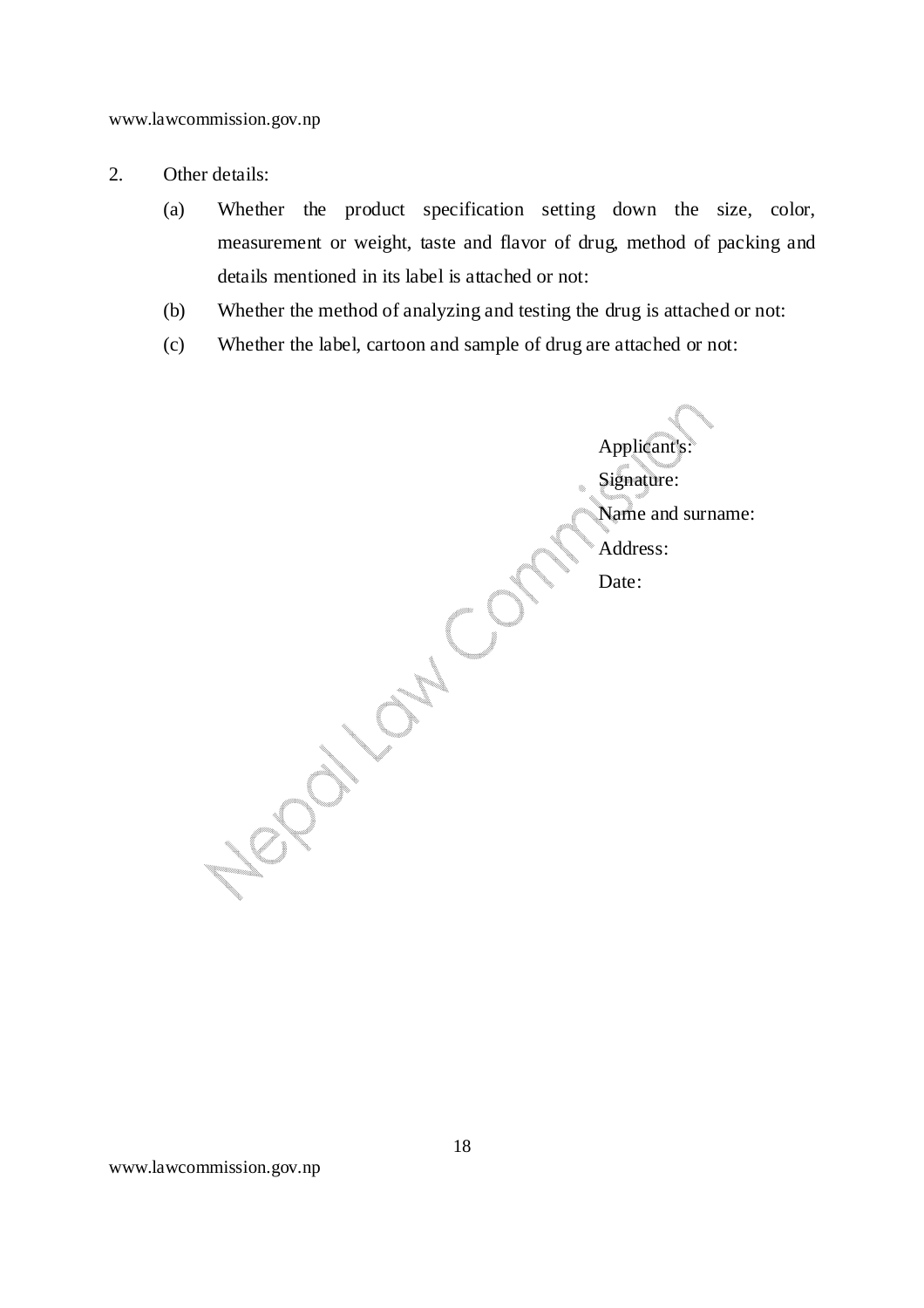2. Other details:

   (a) Whether the product specification setting down the size, color, measurement or weight, taste and flavor of drug, method of packing and details mentioned in its label is attached or not:

   (b) Whether the method of analyzing and testing the drug is attached or not:

   (c) Whether the label, cartoon and sample of drug are attached or not:

Applicant's:

Signature:

Name and surname:

Address:

Date: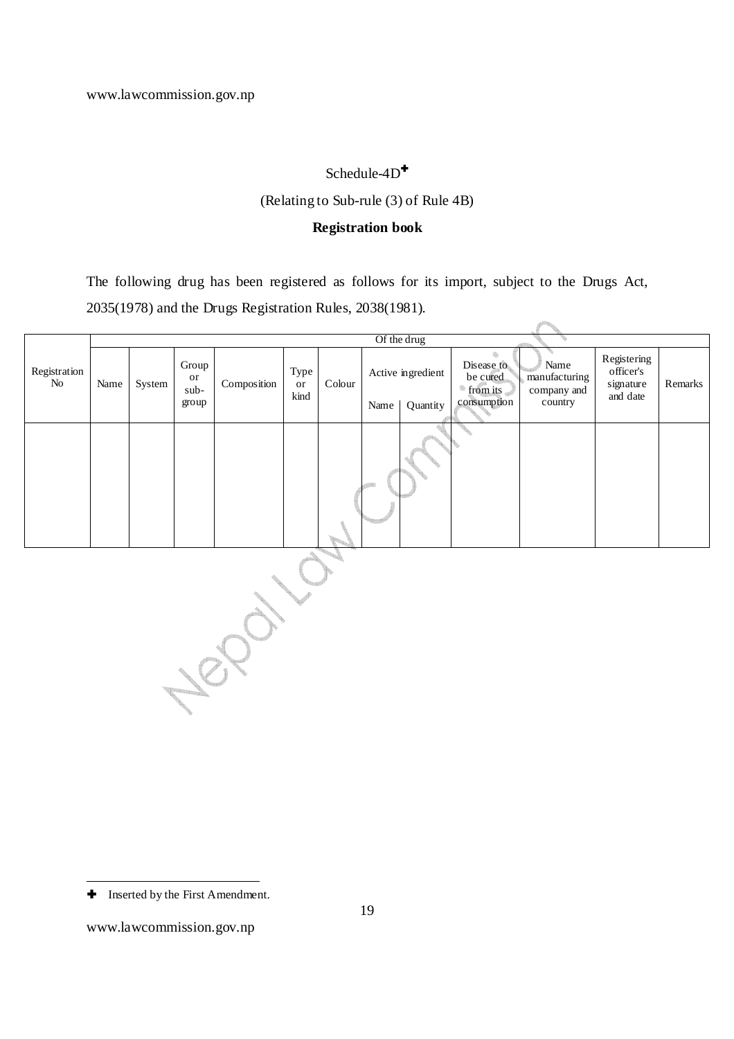# Schedule-4D✚

(Relating to Sub-rule (3) of Rule 4B)

**Registration book**

The following drug has been registered as follows for its import, subject to the Drugs Act, 2035(1978) and the Drugs Registration Rules, 2038(1981).

| Registration No | Of the drug | | | | | | | | | | | |
|---|---|---|---|---|---|---|---|---|---|---|---|---|
| | Name | System | Group or sub-group | Composition | Type or kind | Colour | Active ingredient | | Disease to be cured from its consumption | Name manufacturing company and country | Registering officer's signature and date | Remarks |
| | | | | | | | Name | Quantity | | | | |
| | | | | | | | | | | | | |

✚ Inserted by the First Amendment.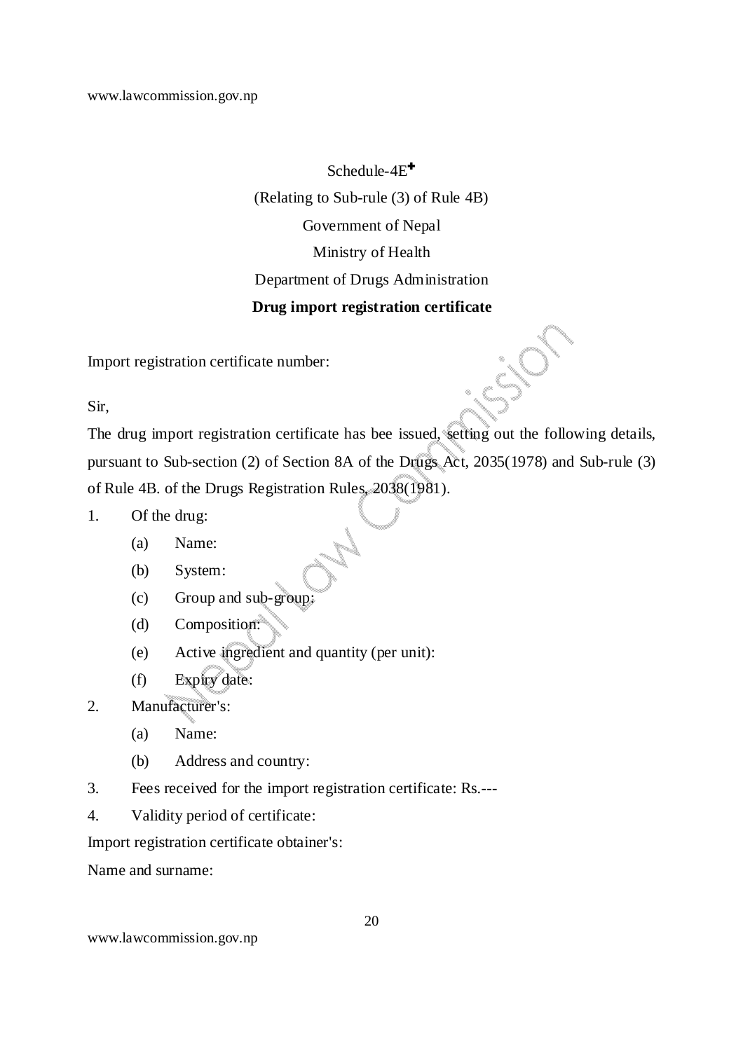Schedule-4E✚

(Relating to Sub-rule (3) of Rule 4B)

Government of Nepal

Ministry of Health

Department of Drugs Administration

**Drug import registration certificate**

Import registration certificate number:

Sir,

The drug import registration certificate has bee issued, setting out the following details, pursuant to Sub-section (2) of Section 8A of the Drugs Act, 2035(1978) and Sub-rule (3) of Rule 4B. of the Drugs Registration Rules, 2038(1981).

1. Of the drug:
   - (a) Name:
   - (b) System:
   - (c) Group and sub-group:
   - (d) Composition:
   - (e) Active ingredient and quantity (per unit):
   - (f) Expiry date:
2. Manufacturer's:
   - (a) Name:
   - (b) Address and country:
3. Fees received for the import registration certificate: Rs.---
4. Validity period of certificate:

Import registration certificate obtainer's:

Name and surname: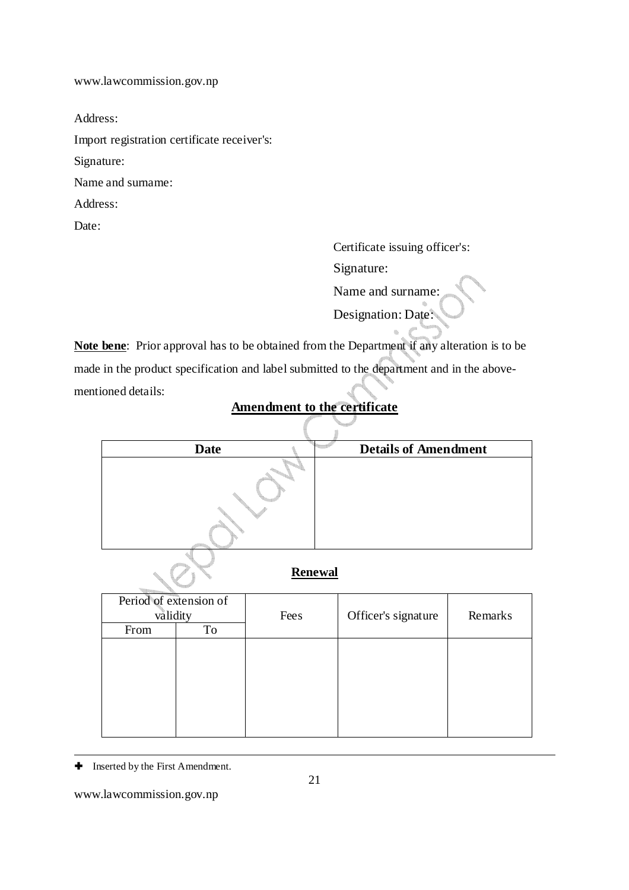Address:

Import registration certificate receiver's:

Signature:

Name and surname:

Address:

Date:

Certificate issuing officer's:

Signature:

Name and surname:

Designation: Date:

**Note bene**: Prior approval has to be obtained from the Department if any alteration is to be made in the product specification and label submitted to the department and in the above-mentioned details:

## Amendment to the certificate

| Date | Details of Amendment |
|---|---|
| | |

## Renewal

| Period of extension of validity | | Fees | Officer's signature | Remarks |
|---|---|---|---|---|
| From | To | | | |
| | | | | |

✚ Inserted by the First Amendment.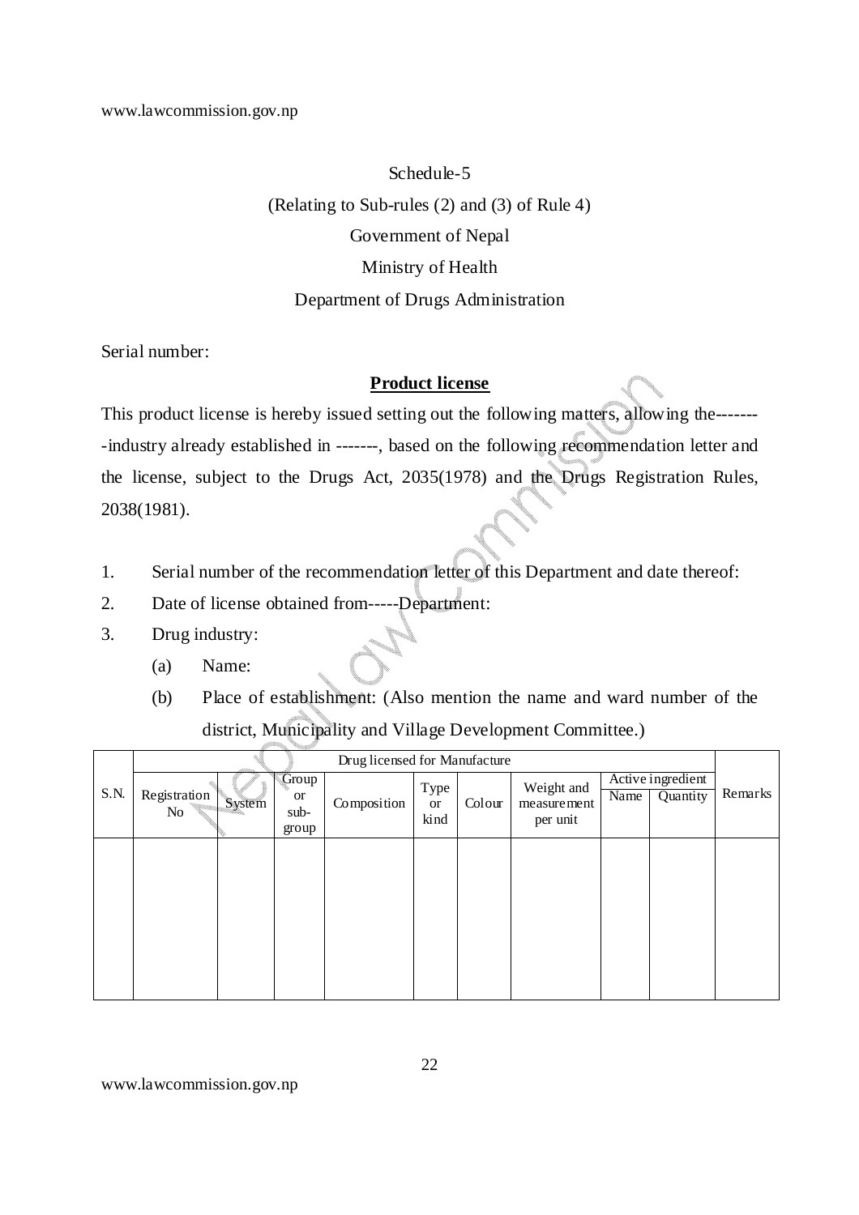Schedule-5

(Relating to Sub-rules (2) and (3) of Rule 4)

Government of Nepal

Ministry of Health

Department of Drugs Administration

Serial number:

**Product license**

This product license is hereby issued setting out the following matters, allowing the--------industry already established in -------, based on the following recommendation letter and the license, subject to the Drugs Act, 2035(1978) and the Drugs Registration Rules, 2038(1981).

1. Serial number of the recommendation letter of this Department and date thereof:
2. Date of license obtained from-----Department:
3. Drug industry:
   - (a) Name:
   - (b) Place of establishment: (Also mention the name and ward number of the district, Municipality and Village Development Committee.)

| S.N. | Drug licensed for Manufacture | | | | | | | | | Remarks |
|---|---|---|---|---|---|---|---|---|---|---|
| | Registration No | System | Group or sub-group | Composition | Type or kind | Colour | Weight and measurement per unit | Active ingredient | | |
| | | | | | | | | Name | Quantity | |
| | | | | | | | | | | |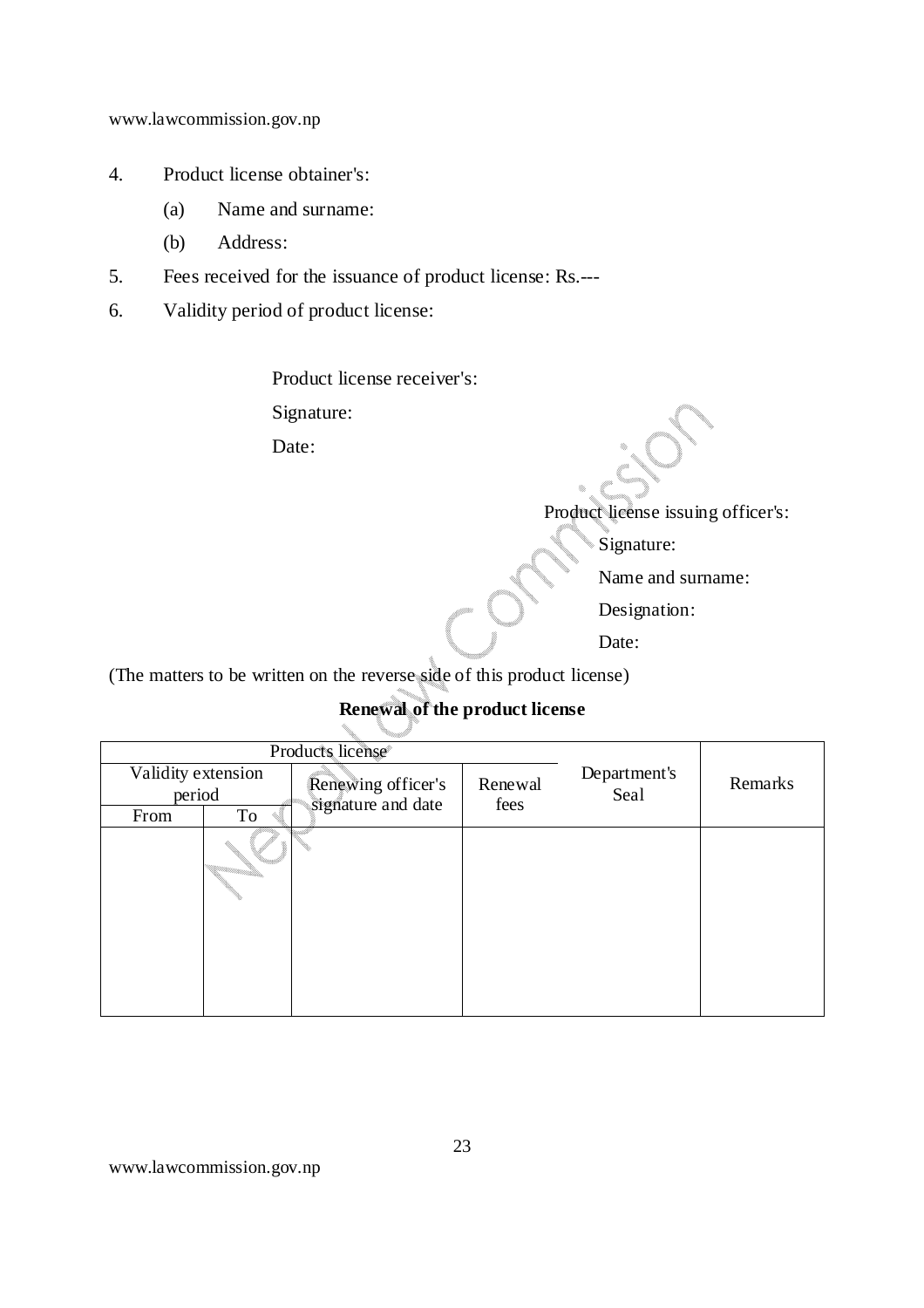4. Product license obtainer's:

   (a) Name and surname:

   (b) Address:

5. Fees received for the issuance of product license: Rs.---

6. Validity period of product license:

Product license receiver's:

Signature:

Date:

Product license issuing officer's:

Signature:

Name and surname:

Designation:

Date:

(The matters to be written on the reverse side of this product license)

**Renewal of the product license**

| Products license | | | | Department's Seal | Remarks |
|---|---|---|---|---|---|
| Validity extension period | | Renewing officer's signature and date | Renewal fees | | |
| From | To | | | | |
| | | | | | |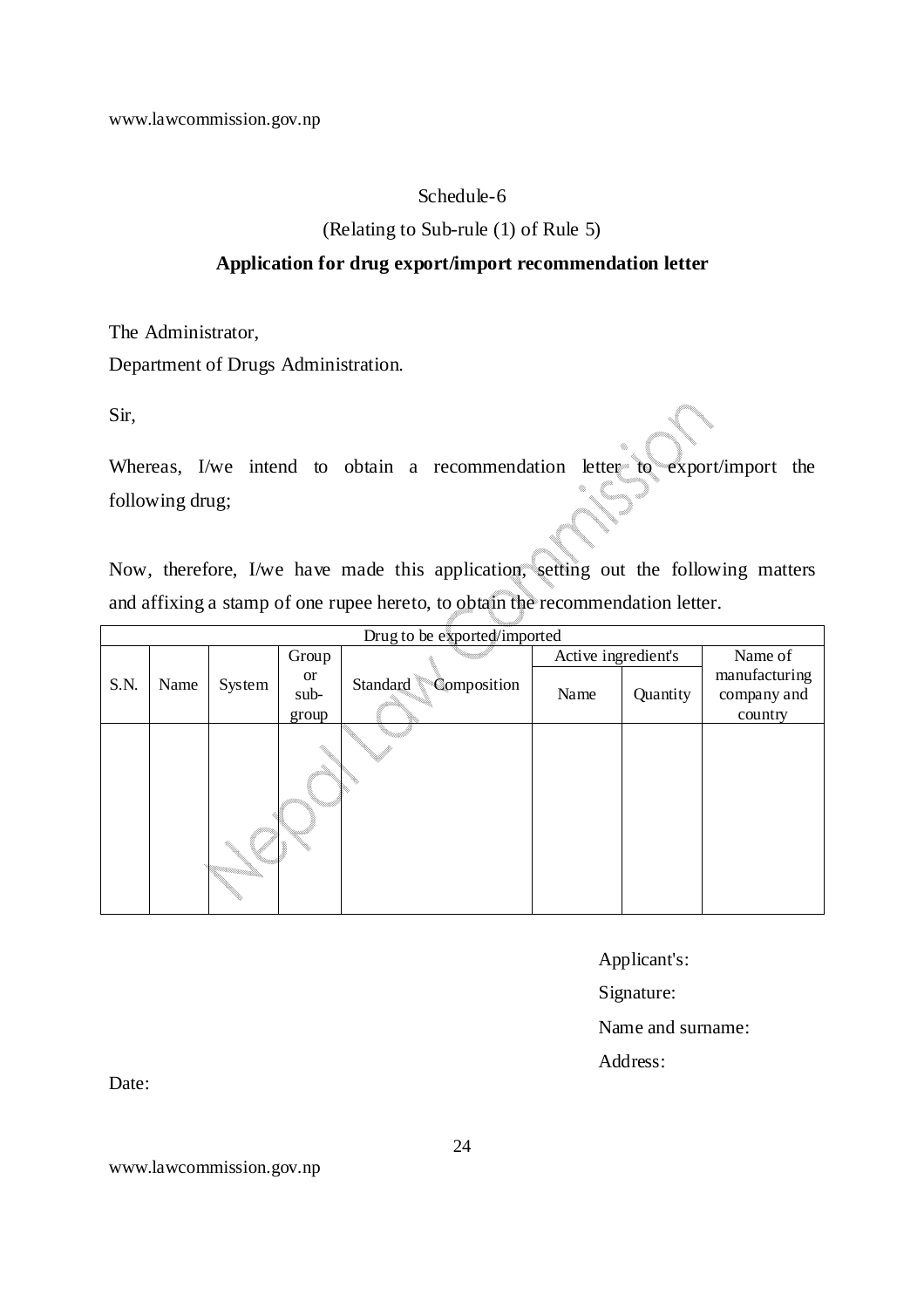Schedule-6

(Relating to Sub-rule (1) of Rule 5)

**Application for drug export/import recommendation letter**

The Administrator,

Department of Drugs Administration.

Sir,

Whereas, I/we intend to obtain a recommendation letter to export/import the following drug;

Now, therefore, I/we have made this application, setting out the following matters and affixing a stamp of one rupee hereto, to obtain the recommendation letter.

| Drug to be exported/imported | | | | | | | |
|---|---|---|---|---|---|---|---|
| S.N. | Name | System | Group or sub-group | Standard Composition | Active ingredient's | | Name of manufacturing company and country |
| | | | | | Name | Quantity | |
| | | | | | | | |

Applicant's:

Signature:

Name and surname:

Address:

Date: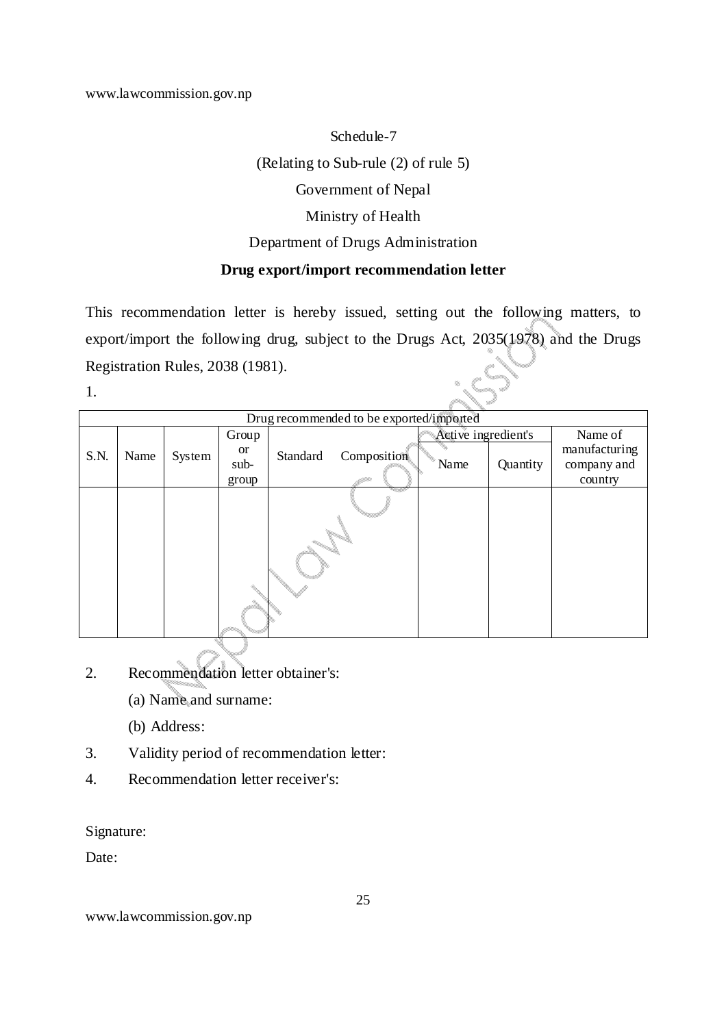Schedule-7

(Relating to Sub-rule (2) of rule 5)

Government of Nepal

Ministry of Health

Department of Drugs Administration

**Drug export/import recommendation letter**

This recommendation letter is hereby issued, setting out the following matters, to export/import the following drug, subject to the Drugs Act, 2035(1978) and the Drugs Registration Rules, 2038 (1981).

1.

| Drug recommended to be exported/imported | | | | | | | | |
|---|---|---|---|---|---|---|---|---|
| S.N. | Name | System | Group or sub-group | Standard | Composition | Active ingredient's | | Name of manufacturing company and country |
| | | | | | | Name | Quantity | |
| | | | | | | | | |

2. Recommendation letter obtainer's:

   (a) Name and surname:

   (b) Address:

3. Validity period of recommendation letter:

4. Recommendation letter receiver's:

Signature:

Date: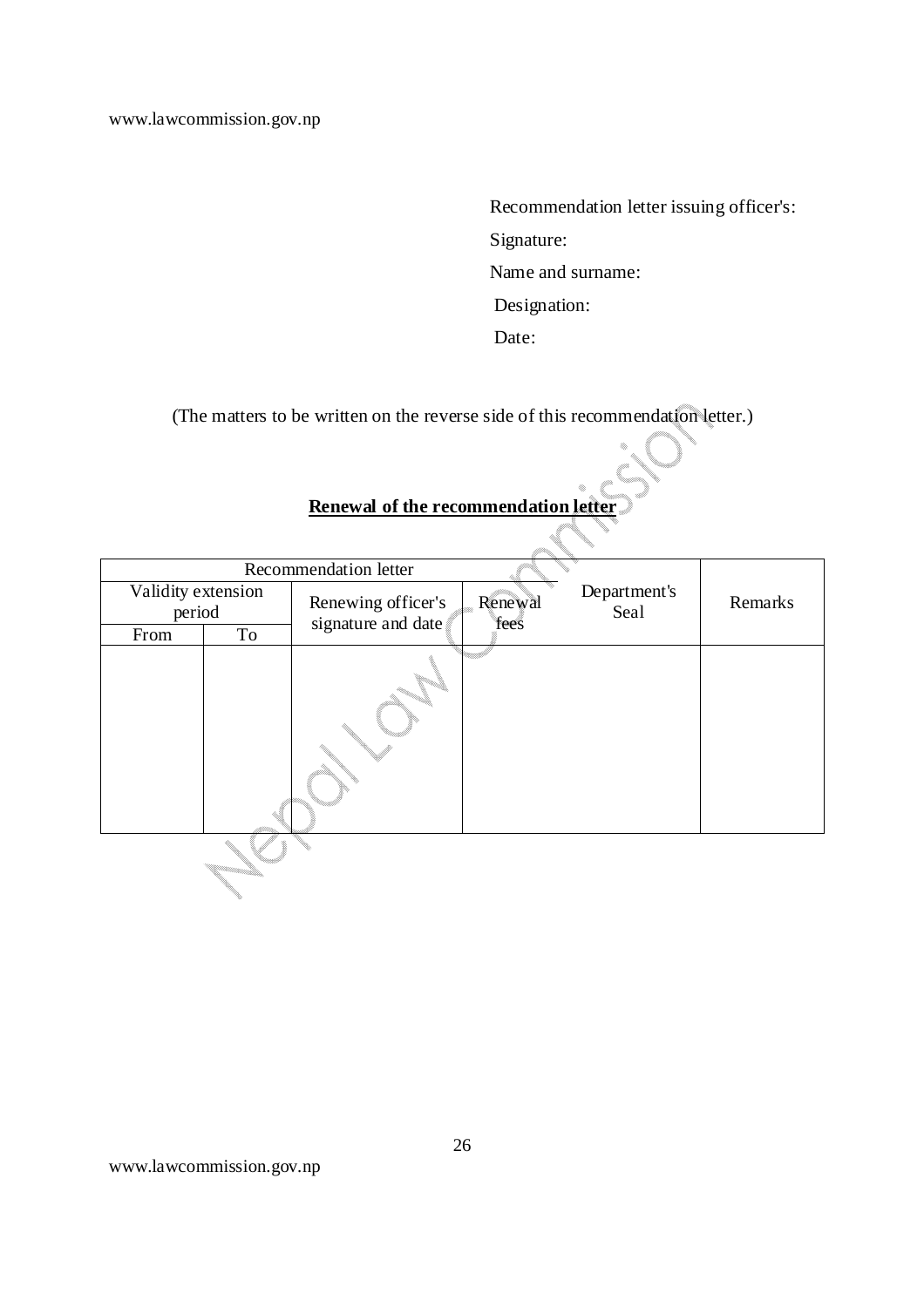Recommendation letter issuing officer's:

Signature:

Name and surname:

Designation:

Date:

(The matters to be written on the reverse side of this recommendation letter.)

**<u>Renewal of the recommendation letter</u>**

| Recommendation letter | | | | Department's Seal | Remarks |
|---|---|---|---|---|---|
| Validity extension period | | Renewing officer's signature and date | Renewal fees | | |
| From | To | | | | |
| | | | | | |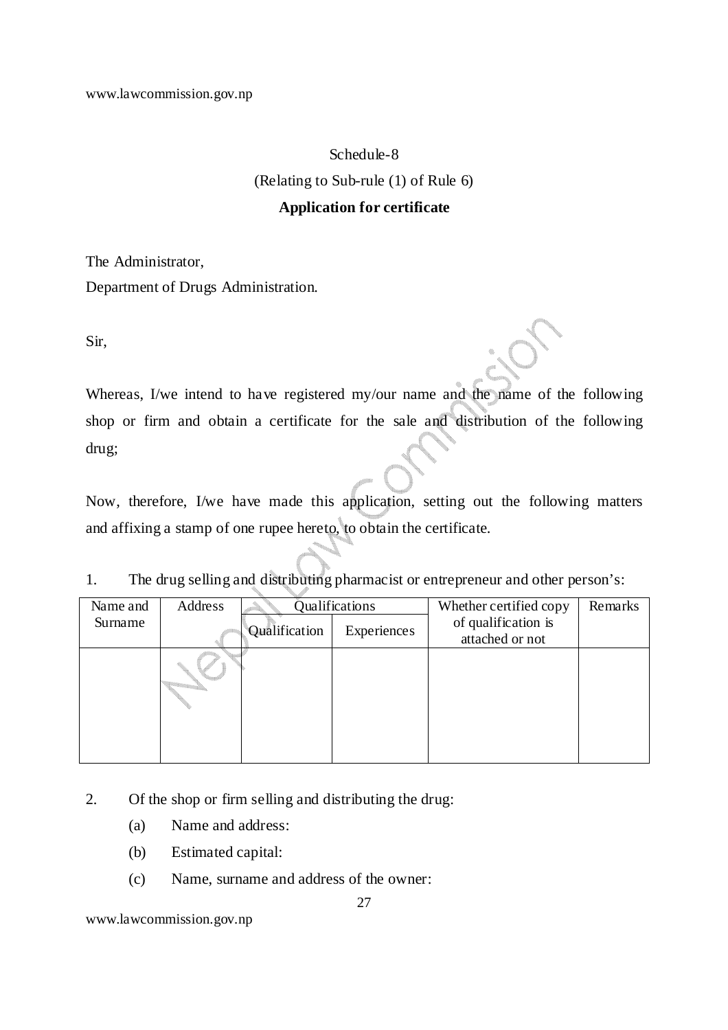Schedule-8

(Relating to Sub-rule (1) of Rule 6)

**Application for certificate**

The Administrator,

Department of Drugs Administration.

Sir,

Whereas, I/we intend to have registered my/our name and the name of the following shop or firm and obtain a certificate for the sale and distribution of the following drug;

Now, therefore, I/we have made this application, setting out the following matters and affixing a stamp of one rupee hereto, to obtain the certificate.

1. The drug selling and distributing pharmacist or entrepreneur and other person's:

| Name and Surname | Address | Qualifications | | Whether certified copy of qualification is attached or not | Remarks |
|---|---|---|---|---|---|
| | | Qualification | Experiences | | |
| | | | | | |

2. Of the shop or firm selling and distributing the drug:

   (a) Name and address:

   (b) Estimated capital:

   (c) Name, surname and address of the owner: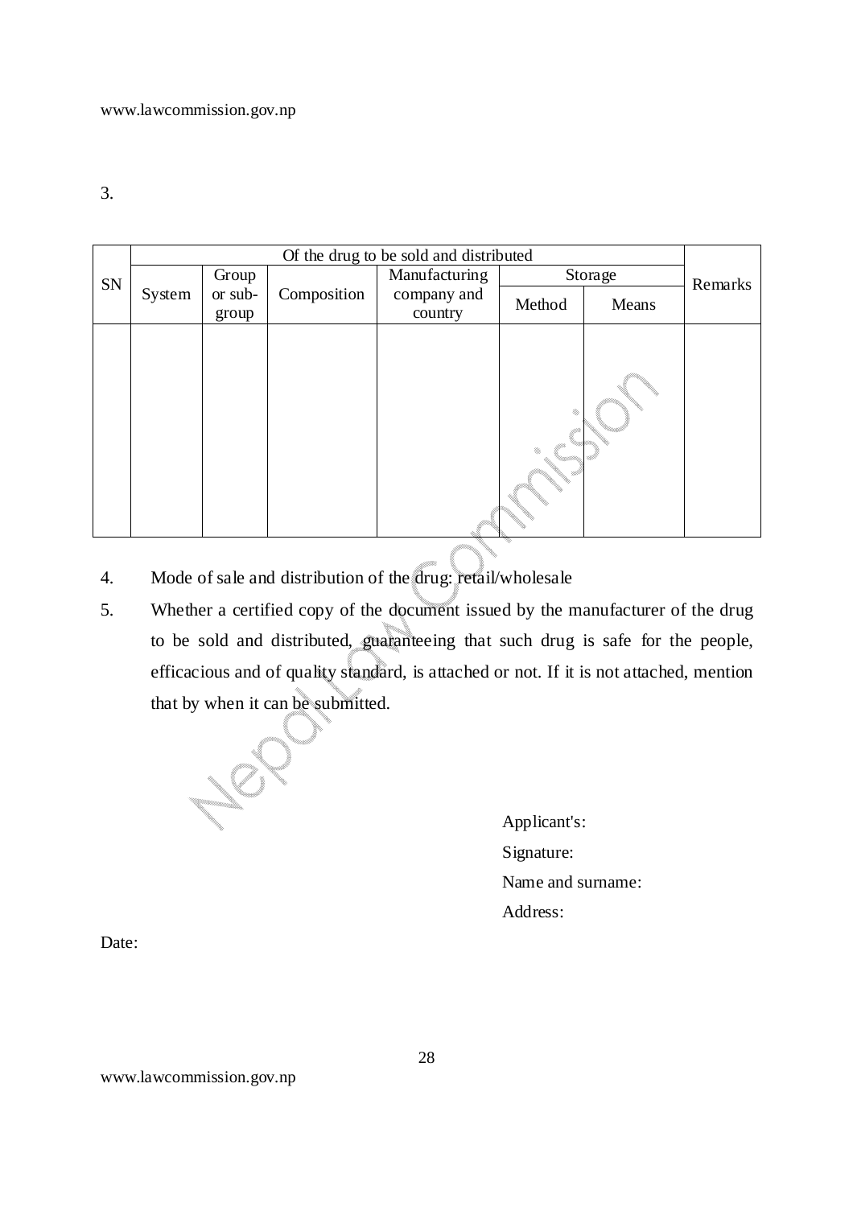3.

| SN | Of the drug to be sold and distributed | | | | | | Remarks |
|---|---|---|---|---|---|---|---|
| | System | Group or sub-group | Composition | Manufacturing company and country | Storage | | |
| | | | | | Method | Means | |
| | | | | | | | |

4. Mode of sale and distribution of the drug: retail/wholesale
5. Whether a certified copy of the document issued by the manufacturer of the drug to be sold and distributed, guaranteeing that such drug is safe for the people, efficacious and of quality standard, is attached or not. If it is not attached, mention that by when it can be submitted.

Applicant's:

Signature:

Name and surname:

Address:

Date: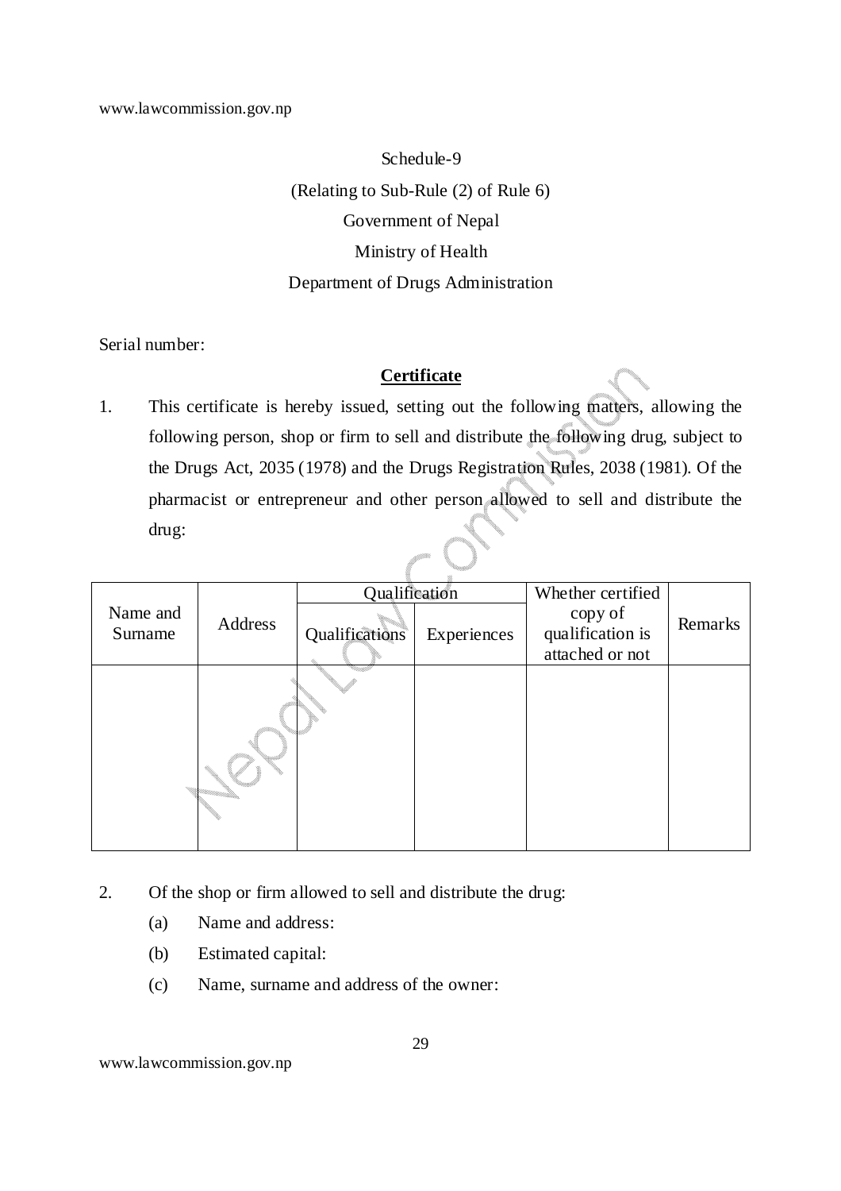Schedule-9

(Relating to Sub-Rule (2) of Rule 6)

Government of Nepal

Ministry of Health

Department of Drugs Administration

Serial number:

**Certificate**

1. This certificate is hereby issued, setting out the following matters, allowing the following person, shop or firm to sell and distribute the following drug, subject to the Drugs Act, 2035 (1978) and the Drugs Registration Rules, 2038 (1981). Of the pharmacist or entrepreneur and other person allowed to sell and distribute the drug:

| Name and Surname | Address | Qualification | | Whether certified copy of qualification is attached or not | Remarks |
|---|---|---|---|---|---|
| | | Qualifications | Experiences | | |
| | | | | | |

2. Of the shop or firm allowed to sell and distribute the drug:
   - (a) Name and address:
   - (b) Estimated capital:
   - (c) Name, surname and address of the owner: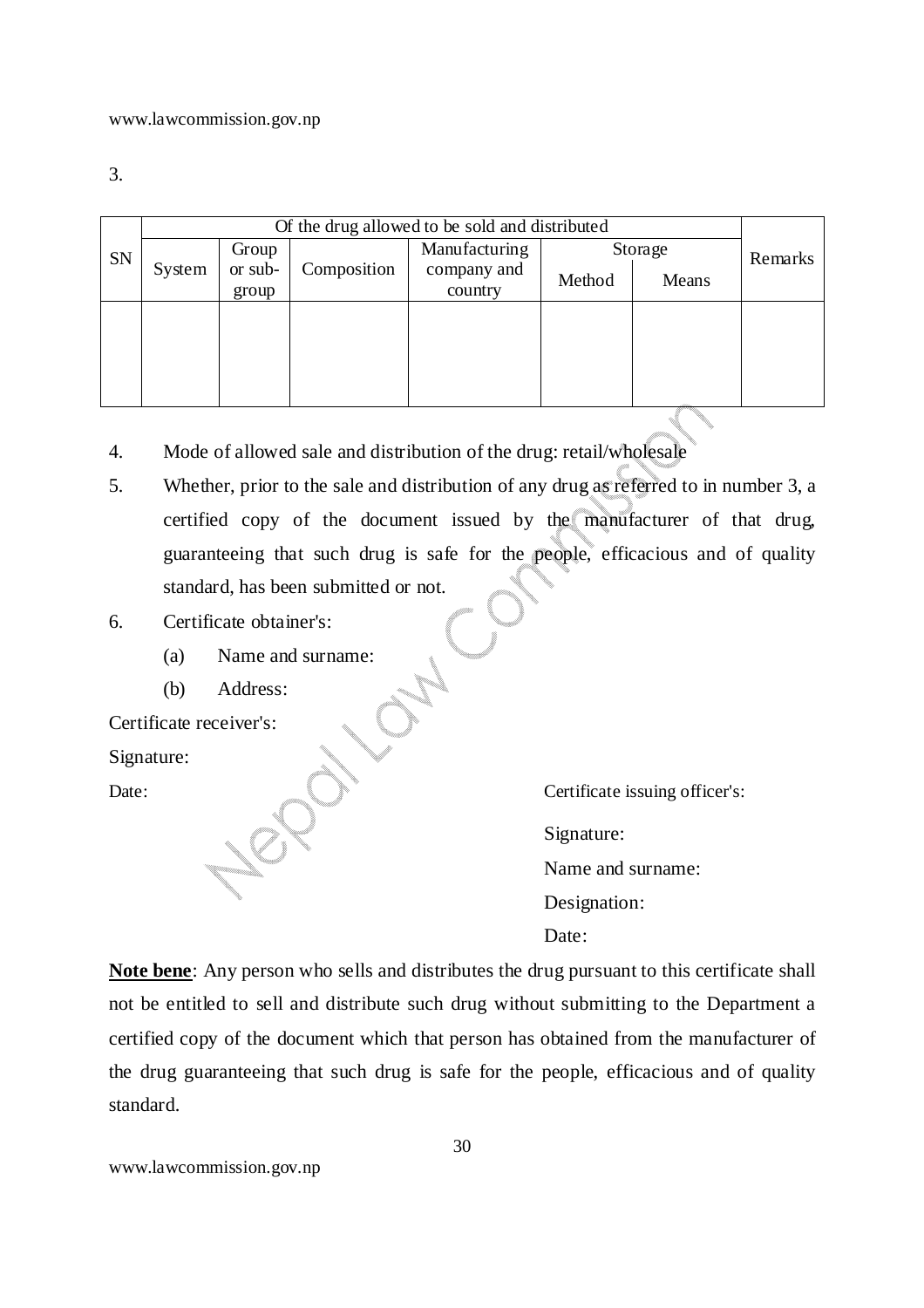3.

| SN | Of the drug allowed to be sold and distributed | | | | | | Remarks |
|---|---|---|---|---|---|---|---|
| | System | Group or sub-group | Composition | Manufacturing company and country | Storage | | |
| | | | | | Method | Means | |
| | | | | | | | |

4. Mode of allowed sale and distribution of the drug: retail/wholesale
5. Whether, prior to the sale and distribution of any drug as referred to in number 3, a certified copy of the document issued by the manufacturer of that drug, guaranteeing that such drug is safe for the people, efficacious and of quality standard, has been submitted or not.
6. Certificate obtainer's:
   - (a) Name and surname:
   - (b) Address:

Certificate receiver's:

Signature:

Date:

Certificate issuing officer's:

Signature:

Name and surname:

Designation:

Date:

**Note bene**: Any person who sells and distributes the drug pursuant to this certificate shall not be entitled to sell and distribute such drug without submitting to the Department a certified copy of the document which that person has obtained from the manufacturer of the drug guaranteeing that such drug is safe for the people, efficacious and of quality standard.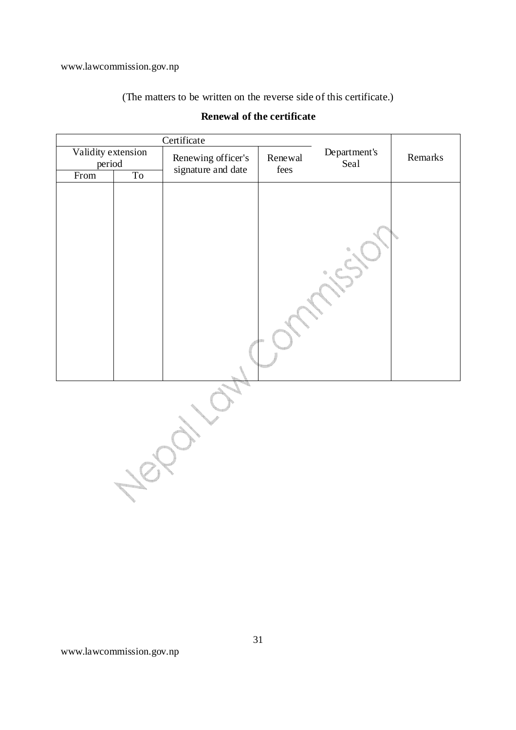(The matters to be written on the reverse side of this certificate.)

**Renewal of the certificate**

| Certificate | | | | | |
|---|---|---|---|---|---|
| Validity extension period | | Renewing officer's signature and date | Renewal fees | Department's Seal | Remarks |
| From | To | | | | |
| | | | | | |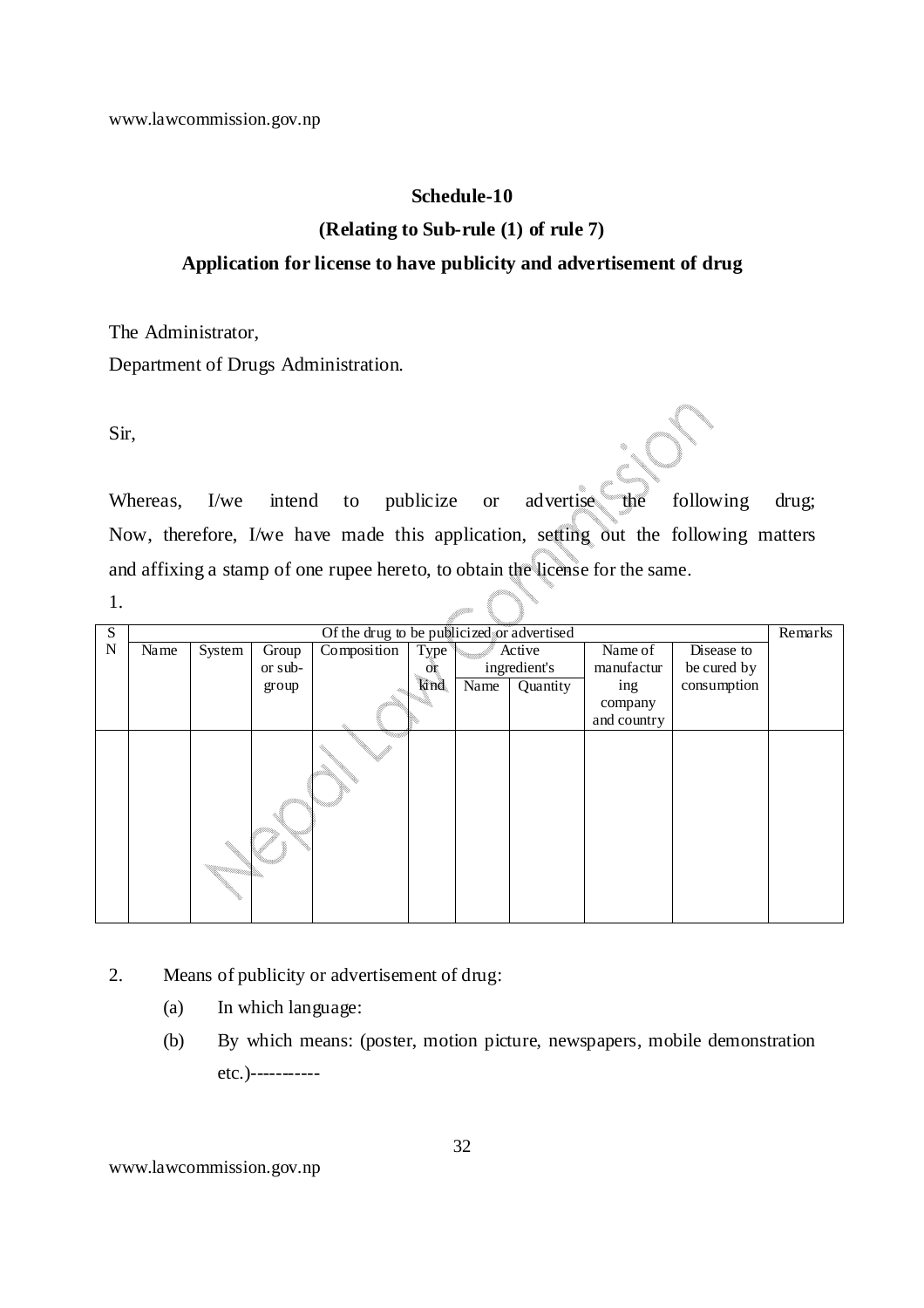**Schedule-10**

**(Relating to Sub-rule (1) of rule 7)**

**Application for license to have publicity and advertisement of drug**

The Administrator,

Department of Drugs Administration.

Sir,

Whereas, I/we intend to publicize or advertise the following drug; Now, therefore, I/we have made this application, setting out the following matters and affixing a stamp of one rupee hereto, to obtain the license for the same.

1.

| SN | Of the drug to be publicized or advertised | | | | | | | | | Remarks |
|---|---|---|---|---|---|---|---|---|---|---|
| | Name | System | Group or sub-group | Composition | Type or kind | Active ingredient's | | Name of manufacturing company and country | Disease to be cured by consumption | |
| | | | | | | Name | Quantity | | | |
| | | | | | | | | | | |

2. Means of publicity or advertisement of drug:
   - (a) In which language:
   - (b) By which means: (poster, motion picture, newspapers, mobile demonstration etc.)-----------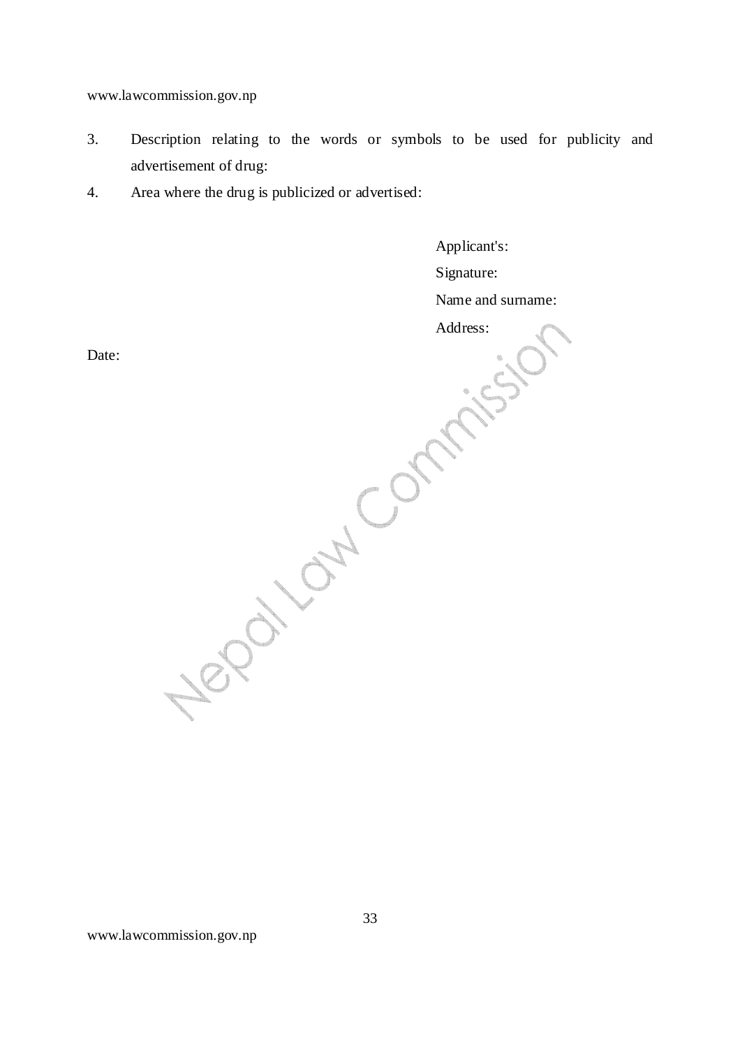3. Description relating to the words or symbols to be used for publicity and advertisement of drug:
4. Area where the drug is publicized or advertised:

Applicant's:

Signature:

Name and surname:

Address:

Date: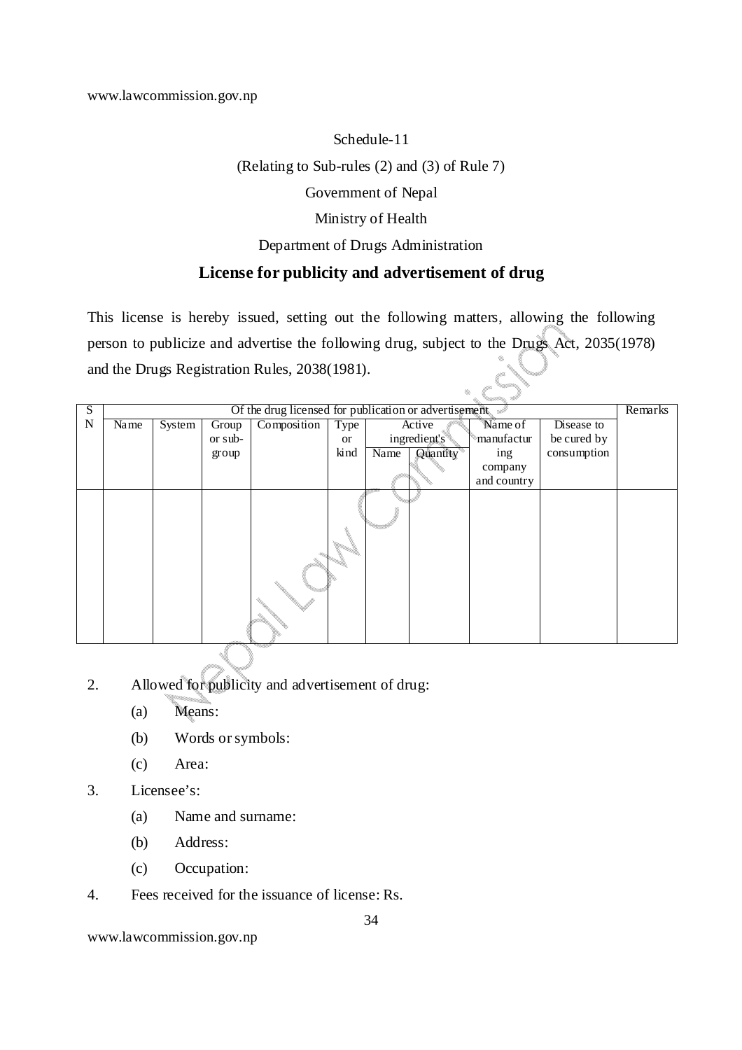Schedule-11

(Relating to Sub-rules (2) and (3) of Rule 7)

Government of Nepal

Ministry of Health

Department of Drugs Administration

## License for publicity and advertisement of drug

This license is hereby issued, setting out the following matters, allowing the following person to publicize and advertise the following drug, subject to the Drugs Act, 2035(1978) and the Drugs Registration Rules, 2038(1981).

| SN | Of the drug licensed for publication or advertisement | | | | | | | | | Remarks |
|---|---|---|---|---|---|---|---|---|---|---|
| | Name | System | Group or sub-group | Composition | Type or kind | Active ingredient's | | Name of manufacturing company and country | Disease to be cured by consumption | |
| | | | | | | Name | Quantity | | | |
| | | | | | | | | | | |

2. Allowed for publicity and advertisement of drug:
   - (a) Means:
   - (b) Words or symbols:
   - (c) Area:
3. Licensee's:
   - (a) Name and surname:
   - (b) Address:
   - (c) Occupation:
4. Fees received for the issuance of license: Rs.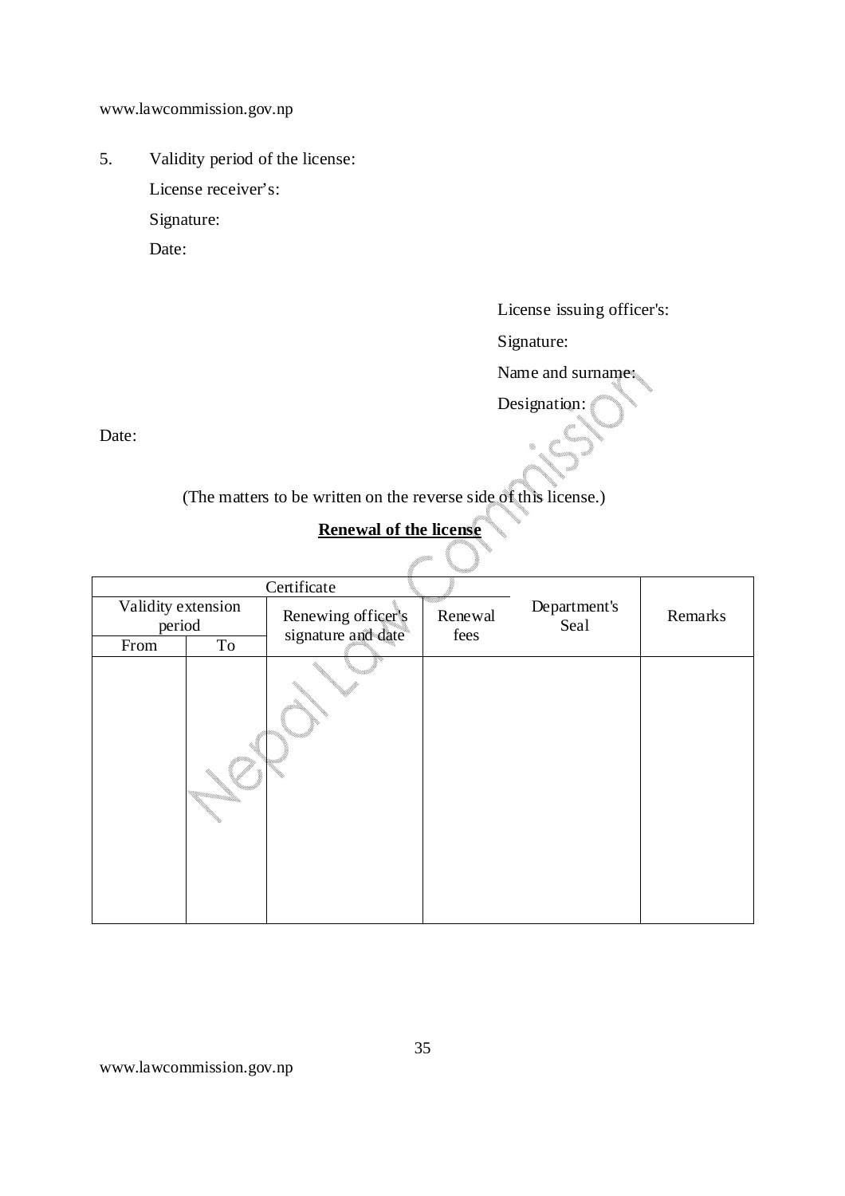5. Validity period of the license:

   License receiver's:

   Signature:

   Date:

License issuing officer's:

Signature:

Name and surname:

Designation:

Date:

(The matters to be written on the reverse side of this license.)

**Renewal of the license**

| Certificate | | | | | |
|---|---|---|---|---|---|
| Validity extension period | | Renewing officer's signature and date | Renewal fees | Department's Seal | Remarks |
| From | To | | | | |
| | | | | | |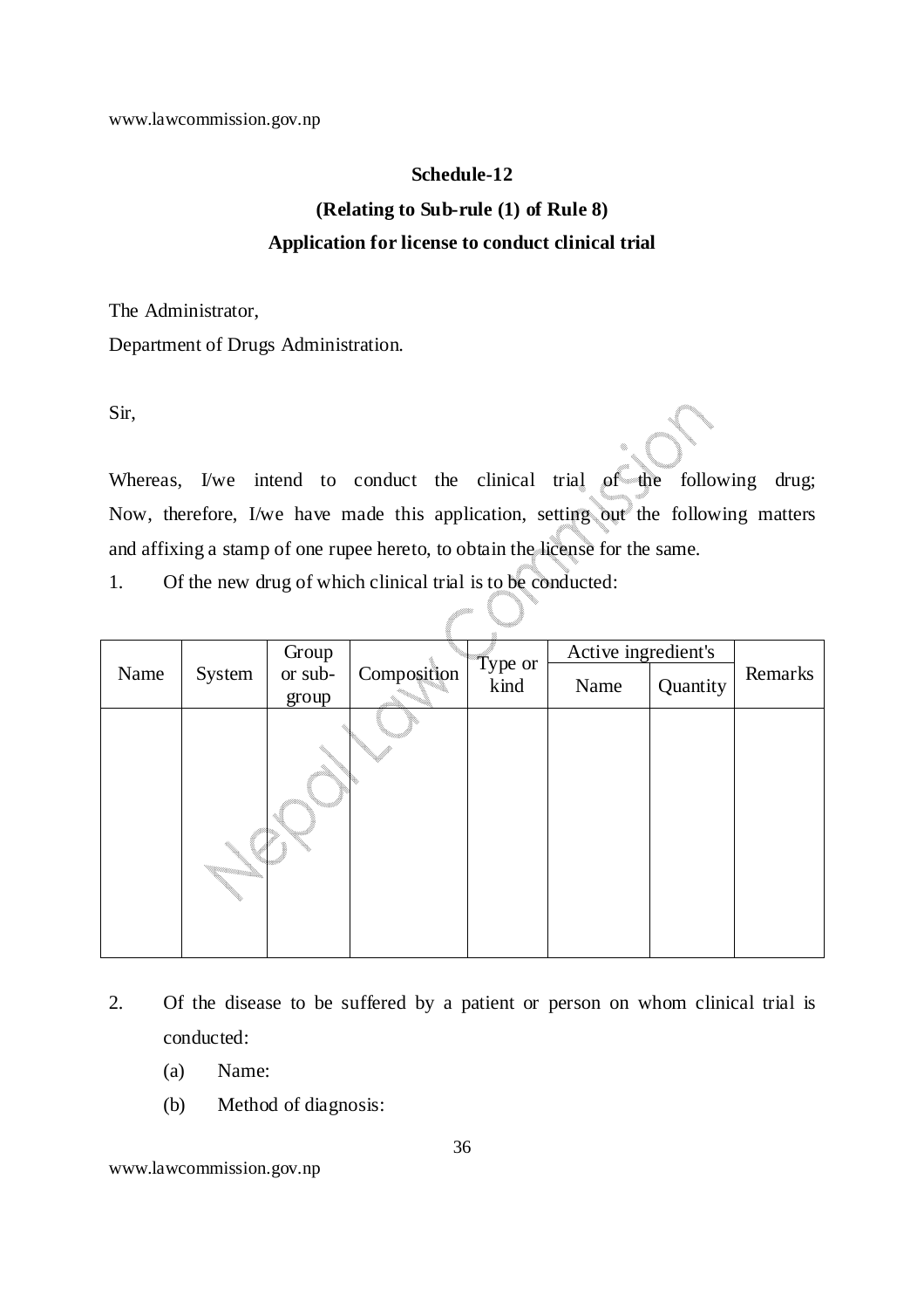## Schedule-12

### (Relating to Sub-rule (1) of Rule 8)

### Application for license to conduct clinical trial

The Administrator,

Department of Drugs Administration.

Sir,

Whereas, I/we intend to conduct the clinical trial of the following drug; Now, therefore, I/we have made this application, setting out the following matters and affixing a stamp of one rupee hereto, to obtain the license for the same.

1. Of the new drug of which clinical trial is to be conducted:

| Name | System | Group or sub-group | Composition | Type or kind | Active ingredient's | | Remarks |
|---|---|---|---|---|---|---|---|
| | | | | | Name | Quantity | |
| | | | | | | | |

2. Of the disease to be suffered by a patient or person on whom clinical trial is conducted:
   - (a) Name:
   - (b) Method of diagnosis: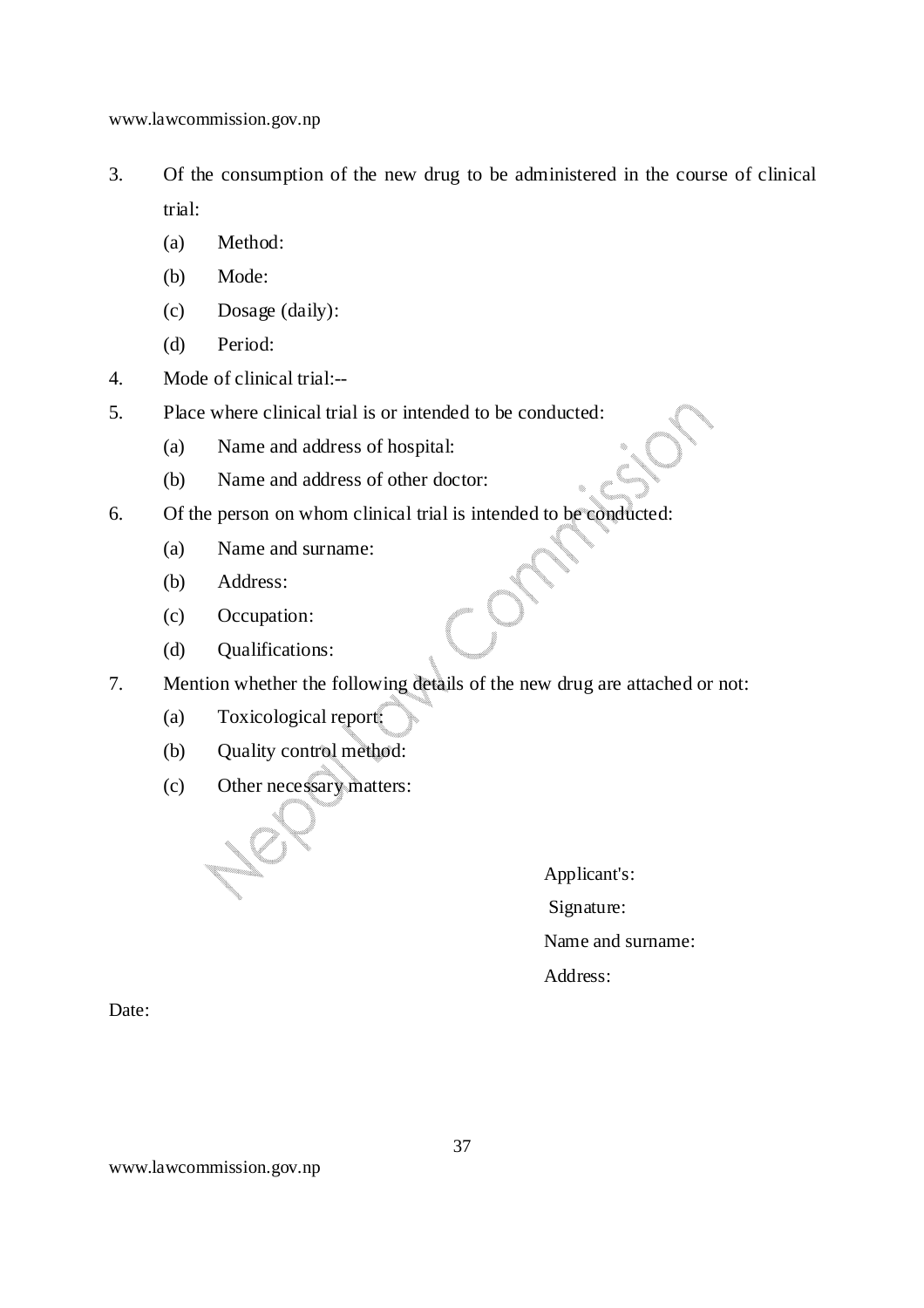3. Of the consumption of the new drug to be administered in the course of clinical trial:
   - (a) Method:
   - (b) Mode:
   - (c) Dosage (daily):
   - (d) Period:
4. Mode of clinical trial:--
5. Place where clinical trial is or intended to be conducted:
   - (a) Name and address of hospital:
   - (b) Name and address of other doctor:
6. Of the person on whom clinical trial is intended to be conducted:
   - (a) Name and surname:
   - (b) Address:
   - (c) Occupation:
   - (d) Qualifications:
7. Mention whether the following details of the new drug are attached or not:
   - (a) Toxicological report:
   - (b) Quality control method:
   - (c) Other necessary matters:

Applicant's:

Signature:

Name and surname:

Address:

Date: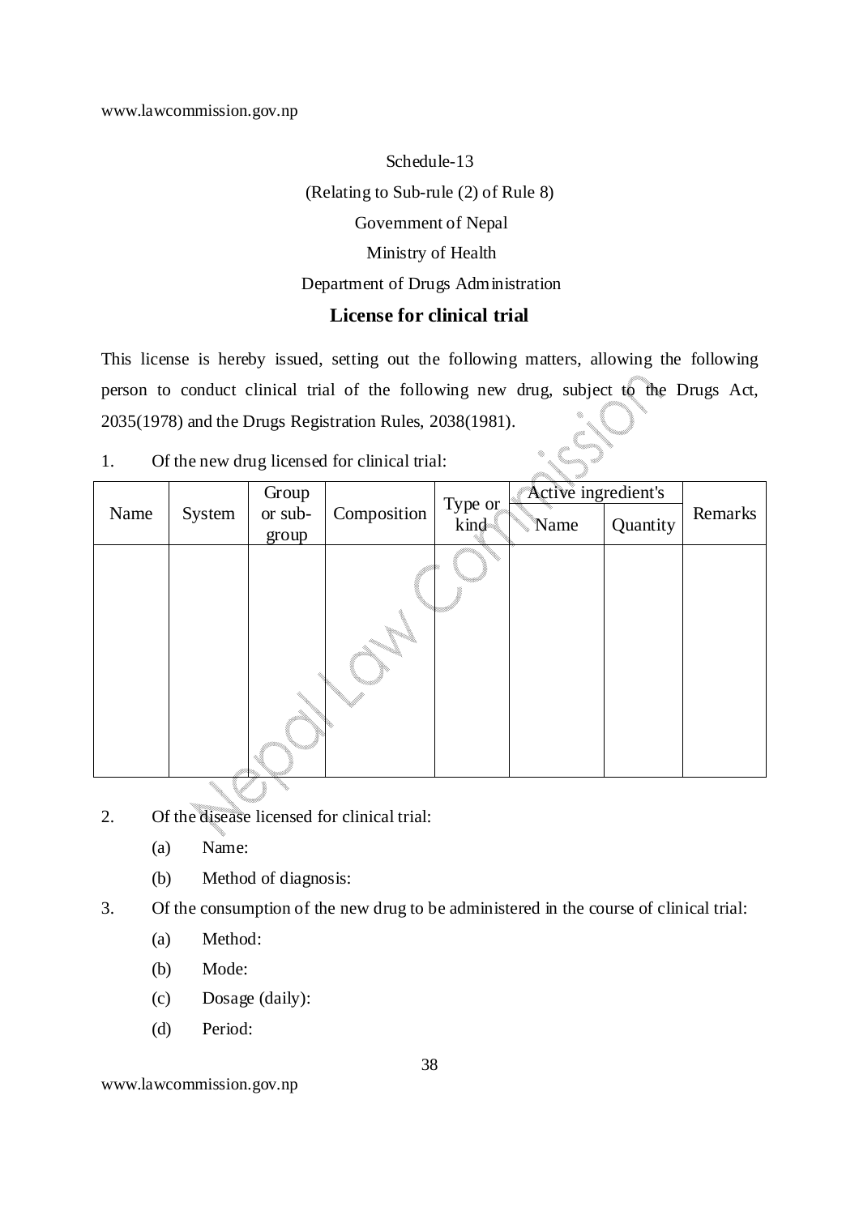Schedule-13

(Relating to Sub-rule (2) of Rule 8)

Government of Nepal

Ministry of Health

Department of Drugs Administration

## License for clinical trial

This license is hereby issued, setting out the following matters, allowing the following person to conduct clinical trial of the following new drug, subject to the Drugs Act, 2035(1978) and the Drugs Registration Rules, 2038(1981).

1. Of the new drug licensed for clinical trial:

| Name | System | Group or sub-group | Composition | Type or kind | Active ingredient's | | Remarks |
|---|---|---|---|---|---|---|---|
| | | | | | Name | Quantity | |
| | | | | | | | |

2. Of the disease licensed for clinical trial:
   - (a) Name:
   - (b) Method of diagnosis:
3. Of the consumption of the new drug to be administered in the course of clinical trial:
   - (a) Method:
   - (b) Mode:
   - (c) Dosage (daily):
   - (d) Period: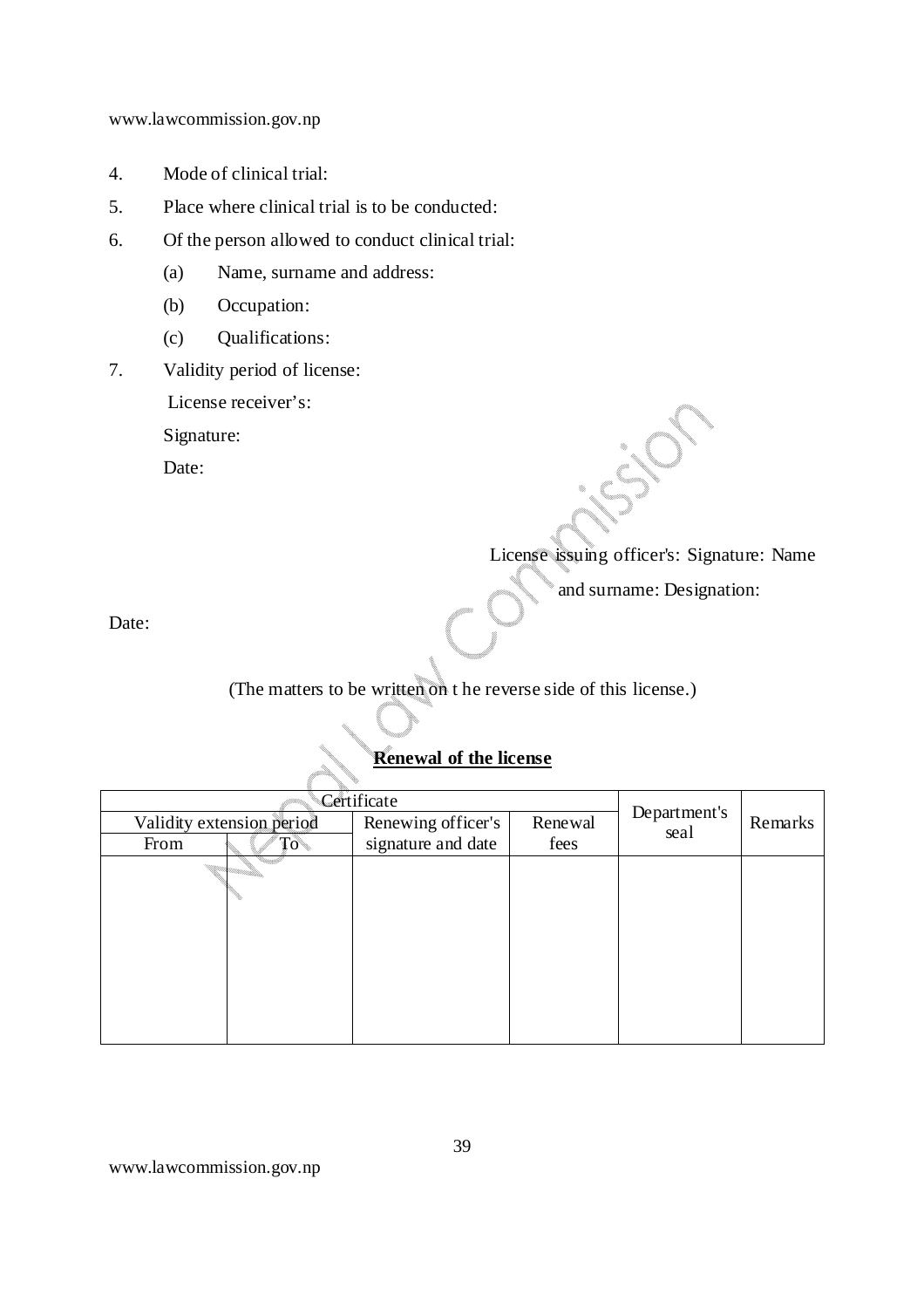4. Mode of clinical trial:
5. Place where clinical trial is to be conducted:
6. Of the person allowed to conduct clinical trial:
   - (a) Name, surname and address:
   - (b) Occupation:
   - (c) Qualifications:
7. Validity period of license:

License receiver's:

Signature:

Date:

License issuing officer's: Signature: Name and surname: Designation:

Date:

(The matters to be written on t he reverse side of this license.)

**Renewal of the license**

| Certificate | | | | Department's seal | Remarks |
|---|---|---|---|---|---|
| Validity extension period | | Renewing officer's signature and date | Renewal fees | | |
| From | To | | | | |
| | | | | | |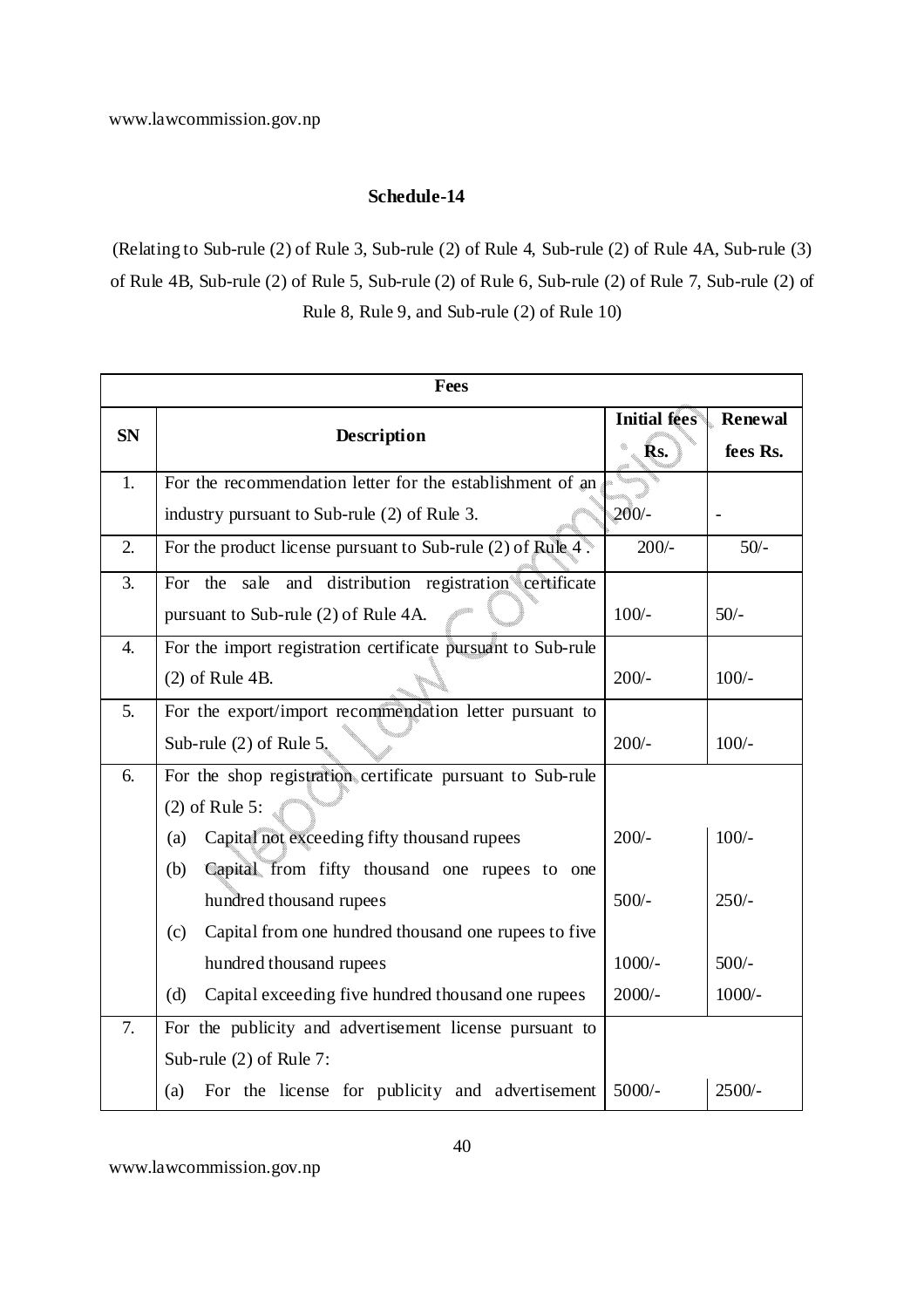**Schedule-14**

(Relating to Sub-rule (2) of Rule 3, Sub-rule (2) of Rule 4, Sub-rule (2) of Rule 4A, Sub-rule (3) of Rule 4B, Sub-rule (2) of Rule 5, Sub-rule (2) of Rule 6, Sub-rule (2) of Rule 7, Sub-rule (2) of Rule 8, Rule 9, and Sub-rule (2) of Rule 10)

| Fees | | | |
|---|---|---|---|
| **SN** | **Description** | **Initial fees Rs.** | **Renewal fees Rs.** |
| 1. | For the recommendation letter for the establishment of an industry pursuant to Sub-rule (2) of Rule 3. | 200/- | - |
| 2. | For the product license pursuant to Sub-rule (2) of Rule 4 . | 200/- | 50/- |
| 3. | For the sale and distribution registration certificate pursuant to Sub-rule (2) of Rule 4A. | 100/- | 50/- |
| 4. | For the import registration certificate pursuant to Sub-rule (2) of Rule 4B. | 200/- | 100/- |
| 5. | For the export/import recommendation letter pursuant to Sub-rule (2) of Rule 5. | 200/- | 100/- |
| 6. | For the shop registration certificate pursuant to Sub-rule (2) of Rule 5: | | |
| | (a) Capital not exceeding fifty thousand rupees | 200/- | 100/- |
| | (b) Capital from fifty thousand one rupees to one hundred thousand rupees | 500/- | 250/- |
| | (c) Capital from one hundred thousand one rupees to five hundred thousand rupees | 1000/- | 500/- |
| | (d) Capital exceeding five hundred thousand one rupees | 2000/- | 1000/- |
| 7. | For the publicity and advertisement license pursuant to Sub-rule (2) of Rule 7: | | |
| | (a) For the license for publicity and advertisement | 5000/- | 2500/- |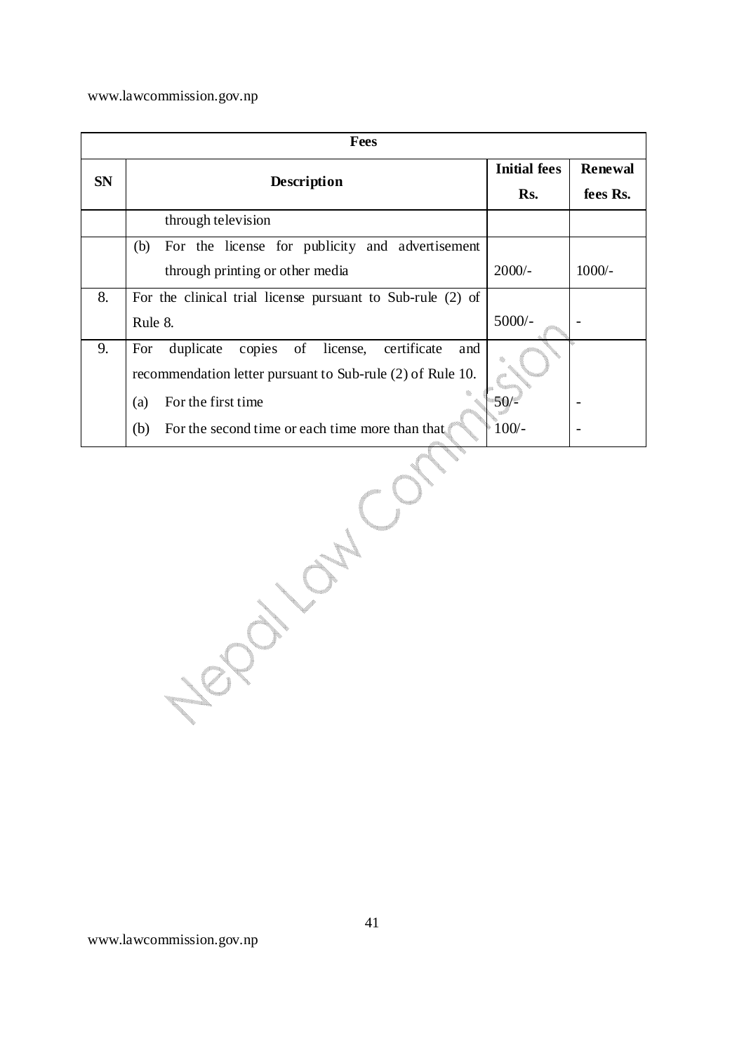| Fees | | | |
|---|---|---|---|
| **SN** | **Description** | **Initial fees Rs.** | **Renewal fees Rs.** |
| | through television | | |
| | (b) For the license for publicity and advertisement through printing or other media | 2000/- | 1000/- |
| 8. | For the clinical trial license pursuant to Sub-rule (2) of Rule 8. | 5000/- | - |
| 9. | For duplicate copies of license, certificate and recommendation letter pursuant to Sub-rule (2) of Rule 10. | | |
| | (a) For the first time | 50/- | - |
| | (b) For the second time or each time more than that | 100/- | - |